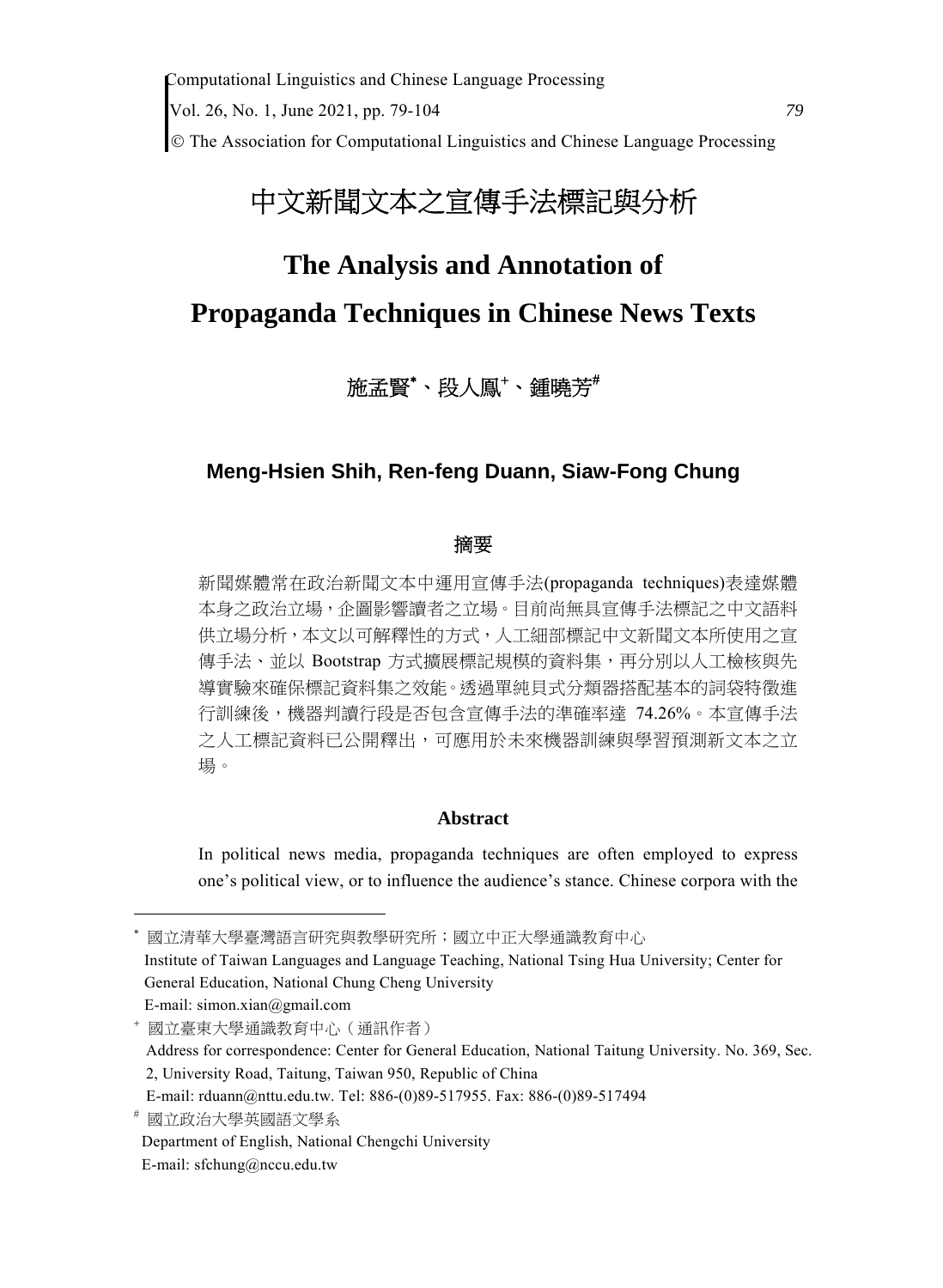# 中文新聞文本之宣傳手法標記與分析

# The Analysis and Annotation of Propaganda Techniques in Chinese News Texts

施孟賢*、段人鳳+、鍾曉芳#

**Meng-Hsien Shih, Ren-feng Duann, Siaw-Fong Chung**

## 摘要

新聞媒體常在政治新聞文本中運用宣傳手法(propaganda techniques)表達媒體本身之政治立場，企圖影響讀者之立場。目前尚無具宣傳手法標記之中文語料供立場分析，本文以可解釋性的方式，人工細部標記中文新聞文本所使用之宣傳手法、並以 Bootstrap 方式擴展標記規模的資料集，再分別以人工檢核與先導實驗來確保標記資料集之效能。透過單純貝式分類器搭配基本的詞袋特徵進行訓練後，機器判讀行段是否包含宣傳手法的準確率達 74.26%。本宣傳手法之人工標記資料已公開釋出，可應用於未來機器訓練與學習預測新文本之立場。

## Abstract

In political news media, propaganda techniques are often employed to express one's political view, or to influence the audience's stance. Chinese corpora with the

---

\* 國立清華大學臺灣語言研究與教學研究所；國立中正大學通識教育中心
Institute of Taiwan Languages and Language Teaching, National Tsing Hua University; Center for General Education, National Chung Cheng University
E-mail: simon.xian@gmail.com

\+ 國立臺東大學通識教育中心（通訊作者）
Address for correspondence: Center for General Education, National Taitung University. No. 369, Sec. 2, University Road, Taitung, Taiwan 950, Republic of China
E-mail: rduann@nttu.edu.tw. Tel: 886-(0)89-517955. Fax: 886-(0)89-517494

\# 國立政治大學英國語文學系
Department of English, National Chengchi University
E-mail: sfchung@nccu.edu.tw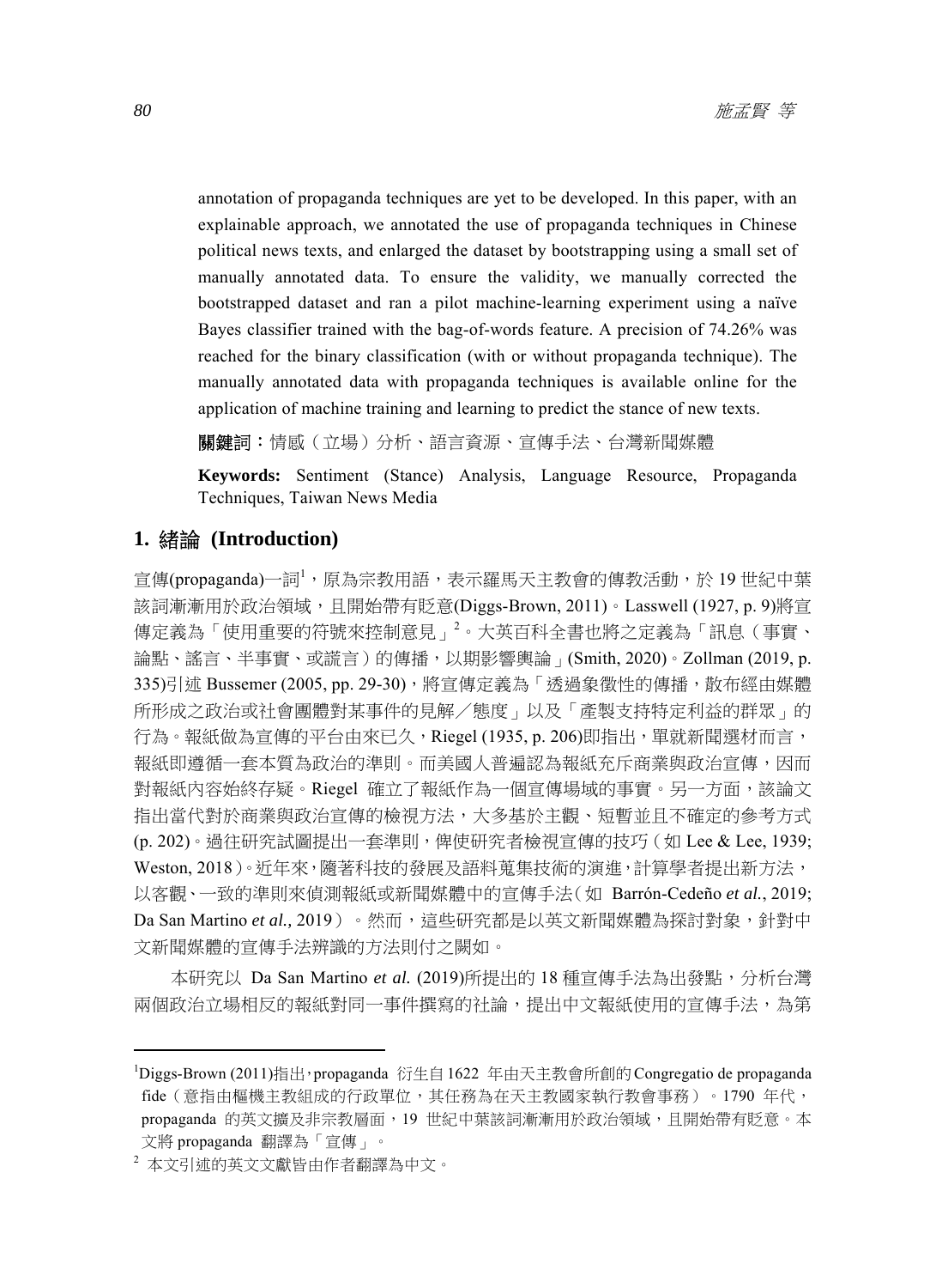annotation of propaganda techniques are yet to be developed. In this paper, with an explainable approach, we annotated the use of propaganda techniques in Chinese political news texts, and enlarged the dataset by bootstrapping using a small set of manually annotated data. To ensure the validity, we manually corrected the bootstrapped dataset and ran a pilot machine-learning experiment using a naïve Bayes classifier trained with the bag-of-words feature. A precision of 74.26% was reached for the binary classification (with or without propaganda technique). The manually annotated data with propaganda techniques is available online for the application of machine training and learning to predict the stance of new texts.

**關鍵詞：**情感（立場）分析、語言資源、宣傳手法、台灣新聞媒體

**Keywords:** Sentiment (Stance) Analysis, Language Resource, Propaganda Techniques, Taiwan News Media

## 1. 緒論 (Introduction)

宣傳(propaganda)一詞[1]，原為宗教用語，表示羅馬天主教會的傳教活動，於 19 世紀中葉該詞漸漸用於政治領域，且開始帶有貶意(Diggs-Brown, 2011)。Lasswell (1927, p. 9)將宣傳定義為「使用重要的符號來控制意見」[2]。大英百科全書也將之定義為「訊息（事實、論點、謠言、半事實、或謊言）的傳播，以期影響輿論」(Smith, 2020)。Zollman (2019, p. 335)引述 Bussemer (2005, pp. 29-30)，將宣傳定義為「透過象徵性的傳播，散布經由媒體所形成之政治或社會團體對某事件的見解／態度」以及「產製支持特定利益的群眾」的行為。報紙做為宣傳的平台由來已久，Riegel (1935, p. 206)即指出，單就新聞選材而言，報紙即遵循一套本質為政治的準則。而美國人普遍認為報紙充斥商業與政治宣傳，因而對報紙內容始終存疑。Riegel 確立了報紙作為一個宣傳場域的事實。另一方面，該論文指出當代對於商業與政治宣傳的檢視方法，大多基於主觀、短暫並且不確定的參考方式(p. 202)。過往研究試圖提出一套準則，俾使研究者檢視宣傳的技巧（如 Lee & Lee, 1939; Weston, 2018）。近年來，隨著科技的發展及語料蒐集技術的演進，計算學者提出新方法，以客觀、一致的準則來偵測報紙或新聞媒體中的宣傳手法（如 Barrón-Cedeño *et al.*, 2019; Da San Martino *et al.,* 2019）。然而，這些研究都是以英文新聞媒體為探討對象，針對中文新聞媒體的宣傳手法辨識的方法則付之闕如。

本研究以 Da San Martino *et al.* (2019)所提出的 18 種宣傳手法為出發點，分析台灣兩個政治立場相反的報紙對同一事件撰寫的社論，提出中文報紙使用的宣傳手法，為第

---

[1]Diggs-Brown (2011)指出，propaganda 衍生自 1622 年由天主教會所創的 Congregatio de propaganda fide（意指由樞機主教組成的行政單位，其任務為在天主教國家執行教會事務）。1790 年代，propaganda 的英文擴及非宗教層面，19 世紀中葉該詞漸漸用於政治領域，且開始帶有貶意。本文將 propaganda 翻譯為「宣傳」。

[2] 本文引述的英文文獻皆由作者翻譯為中文。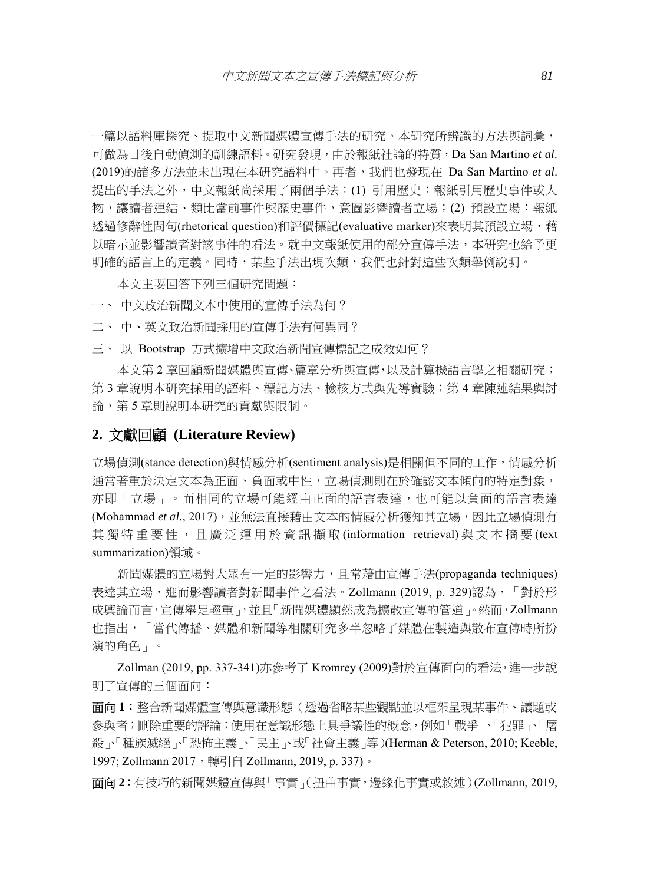一篇以語料庫探究、提取中文新聞媒體宣傳手法的研究。本研究所辨識的方法與詞彙，可做為日後自動偵測的訓練語料。研究發現，由於報紙社論的特質，Da San Martino *et al*. (2019)的諸多方法並未出現在本研究語料中。再者，我們也發現在 Da San Martino *et al*. 提出的手法之外，中文報紙尚採用了兩個手法：(1) 引用歷史：報紙引用歷史事件或人物，讓讀者連結、類比當前事件與歷史事件，意圖影響讀者立場；(2) 預設立場：報紙透過修辭性問句(rhetorical question)和評價標記(evaluative marker)來表明其預設立場，藉以暗示並影響讀者對該事件的看法。就中文報紙使用的部分宣傳手法，本研究也給予更明確的語言上的定義。同時，某些手法出現次類，我們也針對這些次類舉例說明。

本文主要回答下列三個研究問題：

一、 中文政治新聞文本中使用的宣傳手法為何？

二、 中、英文政治新聞採用的宣傳手法有何異同？

三、 以 Bootstrap 方式擴增中文政治新聞宣傳標記之成效如何？

本文第 2 章回顧新聞媒體與宣傳、篇章分析與宣傳，以及計算機語言學之相關研究；第 3 章說明本研究採用的語料、標記方法、檢核方式與先導實驗；第 4 章陳述結果與討論，第 5 章則說明本研究的貢獻與限制。

## 2. 文獻回顧 (Literature Review)

立場偵測(stance detection)與情感分析(sentiment analysis)是相關但不同的工作，情感分析通常著重於決定文本為正面、負面或中性，立場偵測則在於確認文本傾向的特定對象，亦即「立場」。而相同的立場可能經由正面的語言表達，也可能以負面的語言表達(Mohammad *et al.*, 2017)，並無法直接藉由文本的情感分析獲知其立場，因此立場偵測有其獨特重要性，且廣泛運用於資訊擷取(information retrieval)與文本摘要(text summarization)領域。

新聞媒體的立場對大眾有一定的影響力，且常藉由宣傳手法(propaganda techniques)表達其立場，進而影響讀者對新聞事件之看法。Zollmann (2019, p. 329)認為，「對於形成輿論而言，宣傳舉足輕重」，並且「新聞媒體顯然成為擴散宣傳的管道」。然而，Zollmann 也指出，「當代傳播、媒體和新聞等相關研究多半忽略了媒體在製造與散布宣傳時所扮演的角色」。

Zollman (2019, pp. 337-341)亦參考了 Kromrey (2009)對於宣傳面向的看法，進一步說明了宣傳的三個面向：

**面向 1：**整合新聞媒體宣傳與意識形態（透過省略某些觀點並以框架呈現某事件、議題或參與者；刪除重要的評論；使用在意識形態上具爭議性的概念，例如「戰爭」、「犯罪」、「屠殺」、「種族滅絕」、「恐怖主義」、「民主」、或「社會主義」等）(Herman & Peterson, 2010; Keeble, 1997; Zollmann 2017，轉引自 Zollmann, 2019, p. 337)。

**面向 2：**有技巧的新聞媒體宣傳與「事實」（扭曲事實，邊緣化事實或敘述）(Zollmann, 2019,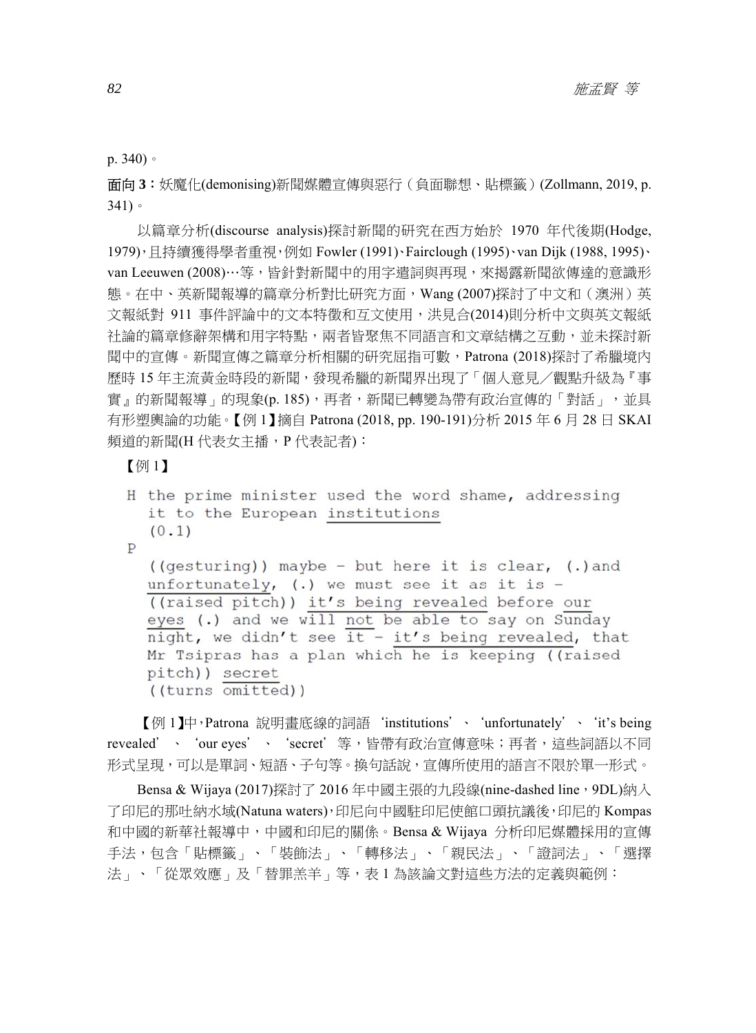p. 340)。

**面向 3**：妖魔化(demonising)新聞媒體宣傳與惡行（負面聯想、貼標籤）(Zollmann, 2019, p. 341)。

以篇章分析(discourse analysis)探討新聞的研究在西方始於 1970 年代後期(Hodge, 1979)，且持續獲得學者重視，例如 Fowler (1991)、Fairclough (1995)、van Dijk (1988, 1995)、van Leeuwen (2008)…等，皆針對新聞中的用字遣詞與再現，來揭露新聞欲傳達的意識形態。在中、英新聞報導的篇章分析對比研究方面，Wang (2007)探討了中文和（澳洲）英文報紙對 911 事件評論中的文本特徵和互文使用，洪見合(2014)則分析中文與英文報紙社論的篇章修辭架構和用字特點，兩者皆聚焦不同語言和文章結構之互動，並未探討新聞中的宣傳。新聞宣傳之篇章分析相關的研究屈指可數，Patrona (2018)探討了希臘境內歷時 15 年主流黃金時段的新聞，發現希臘的新聞界出現了「個人意見／觀點升級為『事實』的新聞報導」的現象(p. 185)，再者，新聞已轉變為帶有政治宣傳的「對話」，並具有形塑輿論的功能。【例 1】摘自 Patrona (2018, pp. 190-191)分析 2015 年 6 月 28 日 SKAI 頻道的新聞(H 代表女主播，P 代表記者)：

【例 1】

```
H the prime minister used the word shame, addressing
  it to the European institutions
  (0.1)
P
  ((gesturing)) maybe - but here it is clear, (.)and
  unfortunately, (.) we must see it as it is -
  ((raised pitch)) it's being revealed before our
  eyes (.) and we will not be able to say on Sunday
  night, we didn't see it - it's being revealed, that
  Mr Tsipras has a plan which he is keeping ((raised
  pitch)) secret
  ((turns omitted))
```

【例 1】中，Patrona 說明畫底線的詞語 'institutions'、'unfortunately'、'it's being revealed'、'our eyes'、'secret' 等，皆帶有政治宣傳意味；再者，這些詞語以不同形式呈現，可以是單詞、短語、子句等。換句話說，宣傳所使用的語言不限於單一形式。

Bensa & Wijaya (2017)探討了 2016 年中國主張的九段線(nine-dashed line，9DL)納入了印尼的那吐納水域(Natuna waters)，印尼向中國駐印尼使館口頭抗議後，印尼的 Kompas 和中國的新華社報導中，中國和印尼的關係。Bensa & Wijaya 分析印尼媒體採用的宣傳手法，包含「貼標籤」、「裝飾法」、「轉移法」、「親民法」、「證詞法」、「選擇法」、「從眾效應」及「替罪羔羊」等，表 1 為該論文對這些方法的定義與範例：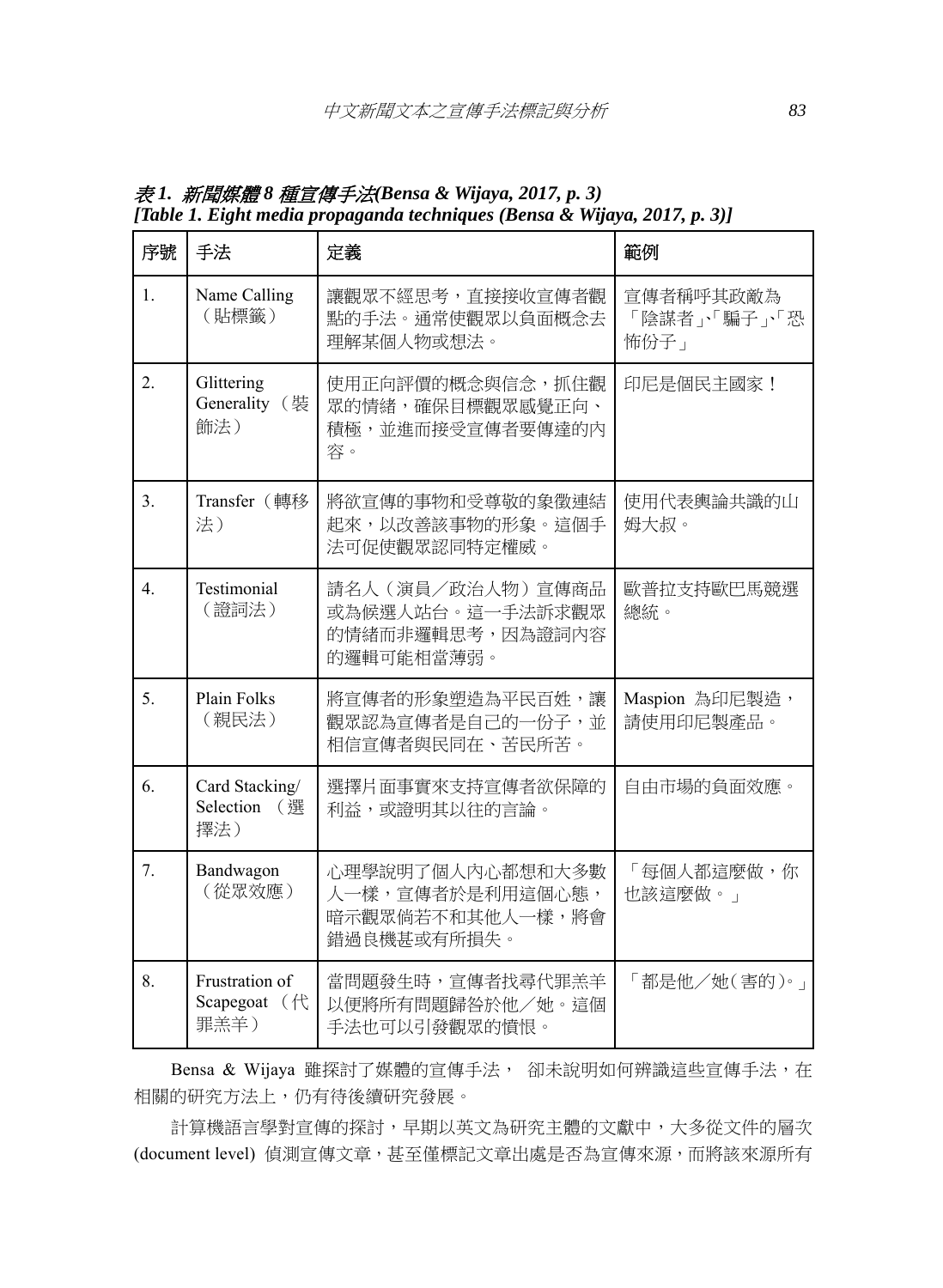*表 1. 新聞媒體 8 種宣傳手法*(**Bensa & Wijaya, 2017, p. 3)**
**[Table 1. Eight media propaganda techniques (Bensa & Wijaya, 2017, p. 3)]**

| 序號 | 手法 | 定義 | 範例 |
|---|---|---|---|
| 1. | Name Calling（貼標籤） | 讓觀眾不經思考，直接接收宣傳者觀點的手法。通常使觀眾以負面概念去理解某個人物或想法。 | 宣傳者稱呼其政敵為「陰謀者」、「騙子」、「恐怖份子」 |
| 2. | Glittering Generality（裝飾法） | 使用正向評價的概念與信念，抓住觀眾的情緒，確保目標觀眾感覺正向、積極，並進而接受宣傳者要傳達的內容。 | 印尼是個民主國家！ |
| 3. | Transfer（轉移法） | 將欲宣傳的事物和受尊敬的象徵連結起來，以改善該事物的形象。這個手法可促使觀眾認同特定權威。 | 使用代表輿論共識的山姆大叔。 |
| 4. | Testimonial（證詞法） | 請名人（演員／政治人物）宣傳商品或為候選人站台。這一手法訴求觀眾的情緒而非邏輯思考，因為證詞內容的邏輯可能相當薄弱。 | 歐普拉支持歐巴馬競選總統。 |
| 5. | Plain Folks（親民法） | 將宣傳者的形象塑造為平民百姓，讓觀眾認為宣傳者是自己的一份子，並相信宣傳者與民同在、苦民所苦。 | Maspion 為印尼製造，請使用印尼製產品。 |
| 6. | Card Stacking/ Selection（選擇法） | 選擇片面事實來支持宣傳者欲保障的利益，或證明其以往的言論。 | 自由市場的負面效應。 |
| 7. | Bandwagon（從眾效應） | 心理學說明了個人內心都想和大多數人一樣，宣傳者於是利用這個心態，暗示觀眾倘若不和其他人一樣，將會錯過良機甚或有所損失。 | 「每個人都這麼做，你也該這麼做。」 |
| 8. | Frustration of Scapegoat（代罪羔羊） | 當問題發生時，宣傳者找尋代罪羔羊以便將所有問題歸咎於他／她。這個手法也可以引發觀眾的憤恨。 | 「都是他／她（害的）。」 |

Bensa & Wijaya 雖探討了媒體的宣傳手法， 卻未說明如何辨識這些宣傳手法，在相關的研究方法上，仍有待後續研究發展。

計算機語言學對宣傳的探討，早期以英文為研究主體的文獻中，大多從文件的層次 (document level) 偵測宣傳文章，甚至僅標記文章出處是否為宣傳來源，而將該來源所有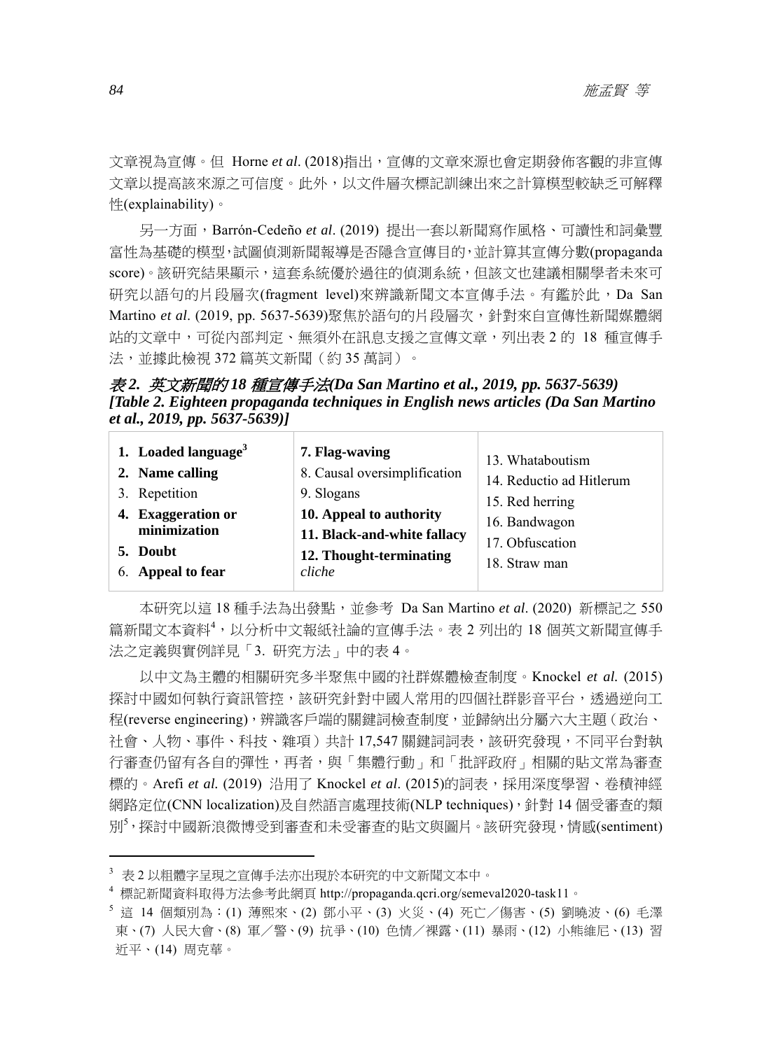文章視為宣傳。但 Horne *et al*. (2018)指出，宣傳的文章來源也會定期發佈客觀的非宣傳文章以提高該來源之可信度。此外，以文件層次標記訓練出來之計算模型較缺乏可解釋性(explainability)。

另一方面，Barrón-Cedeño *et al*. (2019) 提出一套以新聞寫作風格、可讀性和詞彙豐富性為基礎的模型，試圖偵測新聞報導是否隱含宣傳目的，並計算其宣傳分數(propaganda score)。該研究結果顯示，這套系統優於過往的偵測系統，但該文也建議相關學者未來可研究以語句的片段層次(fragment level)來辨識新聞文本宣傳手法。有鑑於此，Da San Martino *et al*. (2019, pp. 5637-5639)聚焦於語句的片段層次，針對來自宣傳性新聞媒體網站的文章中，可從內部判定、無須外在訊息支援之宣傳文章，列出表 2 的 18 種宣傳手法，並據此檢視 372 篇英文新聞（約 35 萬詞）。

***表 2. 英文新聞的 18 種宣傳手法(Da San Martino et al., 2019, pp. 5637-5639)***
***[Table 2. Eighteen propaganda techniques in English news articles (Da San Martino et al., 2019, pp. 5637-5639)]***

| | | |
|---|---|---|
| 1. **Loaded language**[3] | 7. **Flag-waving** | 13. Whataboutism |
| 2. **Name calling** | 8. Causal oversimplification | 14. Reductio ad Hitlerum |
| 3. Repetition | 9. Slogans | 15. Red herring |
| 4. **Exaggeration or minimization** | 10. **Appeal to authority** | 16. Bandwagon |
| 5. **Doubt** | 11. **Black-and-white fallacy** | 17. Obfuscation |
| 6. **Appeal to fear** | 12. **Thought-terminating** *cliche* | 18. Straw man |

本研究以這 18 種手法為出發點，並參考 Da San Martino *et al*. (2020) 新標記之 550 篇新聞文本資料[4]，以分析中文報紙社論的宣傳手法。表 2 列出的 18 個英文新聞宣傳手法之定義與實例詳見「3. 研究方法」中的表 4。

以中文為主體的相關研究多半聚焦中國的社群媒體檢查制度。Knockel *et al.* (2015) 探討中國如何執行資訊管控，該研究針對中國人常用的四個社群影音平台，透過逆向工程(reverse engineering)，辨識客戶端的關鍵詞檢查制度，並歸納出分屬六大主題（政治、社會、人物、事件、科技、雜項）共計 17,547 關鍵詞詞表，該研究發現，不同平台對執行審查仍留有各自的彈性，再者，與「集體行動」和「批評政府」相關的貼文常為審查標的。Arefi *et al.* (2019) 沿用了 Knockel *et al*. (2015)的詞表，採用深度學習、卷積神經網路定位(CNN localization)及自然語言處理技術(NLP techniques)，針對 14 個受審查的類別[5]，探討中國新浪微博受到審查和未受審查的貼文與圖片。該研究發現，情感(sentiment)

---

[3] 表 2 以粗體字呈現之宣傳手法亦出現於本研究的中文新聞文本中。

[4] 標記新聞資料取得方法參考此網頁 http://propaganda.qcri.org/semeval2020-task11。

[5] 這 14 個類別為：(1) 薄熙來、(2) 鄧小平、(3) 火災、(4) 死亡／傷害、(5) 劉曉波、(6) 毛澤東、(7) 人民大會、(8) 軍／警、(9) 抗爭、(10) 色情／裸露、(11) 暴雨、(12) 小熊維尼、(13) 習近平、(14) 周克華。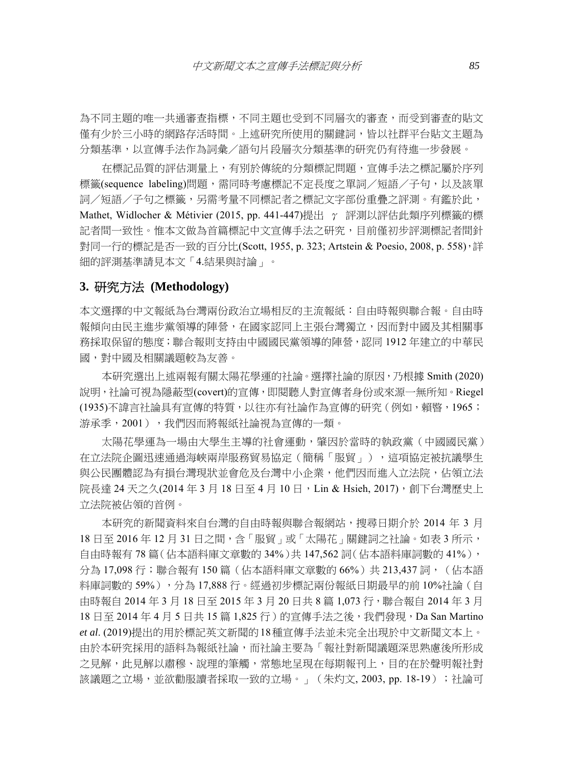為不同主題的唯一共通審查指標，不同主題也受到不同層次的審查，而受到審查的貼文僅有少於三小時的網路存活時間。上述研究所使用的關鍵詞，皆以社群平台貼文主題為分類基準，以宣傳手法作為詞彙／語句片段層次分類基準的研究仍有待進一步發展。

在標記品質的評估測量上，有別於傳統的分類標記問題，宣傳手法之標記屬於序列標籤(sequence labeling)問題，需同時考慮標記不定長度之單詞／短語／子句，以及該單詞／短語／子句之標籤，另需考量不同標記者之標記文字部份重疊之評測。有鑑於此，Mathet, Widlocher & Métivier (2015, pp. 441-447)提出 $\gamma$ 評測以評估此類序列標籤的標記者間一致性。惟本文做為首篇標記中文宣傳手法之研究，目前僅初步評測標記者間針對同一行的標記是否一致的百分比(Scott, 1955, p. 323; Artstein & Poesio, 2008, p. 558)，詳細的評測基準請見本文「4.結果與討論」。

## 3. 研究方法 (Methodology)

本文選擇的中文報紙為台灣兩份政治立場相反的主流報紙：自由時報與聯合報。自由時報傾向由民主進步黨領導的陣營，在國家認同上主張台灣獨立，因而對中國及其相關事務採取保留的態度；聯合報則支持由中國國民黨領導的陣營，認同 1912 年建立的中華民國，對中國及相關議題較為友善。

本研究選出上述兩報有關太陽花學運的社論。選擇社論的原因，乃根據 Smith (2020)說明，社論可視為隱蔽型(covert)的宣傳，即閱聽人對宣傳者身份或來源一無所知。Riegel (1935)不諱言社論具有宣傳的特質，以往亦有社論作為宣傳的研究（例如，賴暋，1965；游承季，2001），我們因而將報紙社論視為宣傳的一類。

太陽花學運為一場由大學生主導的社會運動，肇因於當時的執政黨（中國國民黨）在立法院企圖迅速通過海峽兩岸服務貿易協定（簡稱「服貿」），這項協定被抗議學生與公民團體認為有損台灣現狀並會危及台灣中小企業，他們因而進入立法院，佔領立法院長達 24 天之久(2014 年 3 月 18 日至 4 月 10 日，Lin & Hsieh, 2017)，創下台灣歷史上立法院被佔領的首例。

本研究的新聞資料來自台灣的自由時報與聯合報網站，搜尋日期介於 2014 年 3 月 18 日至 2016 年 12 月 31 日之間，含「服貿」或「太陽花」關鍵詞之社論。如表 3 所示，自由時報有 78 篇（佔本語料庫文章數的 34%）共 147,562 詞（佔本語料庫詞數的 41%），分為 17,098 行；聯合報有 150 篇（佔本語料庫文章數的 66%）共 213,437 詞，（佔本語料庫詞數的 59%），分為 17,888 行。經過初步標記兩份報紙日期最早的前 10%社論（自由時報自 2014 年 3 月 18 日至 2015 年 3 月 20 日共 8 篇 1,073 行，聯合報自 2014 年 3 月 18 日至 2014 年 4 月 5 日共 15 篇 1,825 行）的宣傳手法之後，我們發現，Da San Martino *et al*. (2019)提出的用於標記英文新聞的 18 種宣傳手法並未完全出現於中文新聞文本上。由於本研究採用的語料為報紙社論，而社論主要為「報社對新聞議題深思熟慮後所形成之見解，此見解以肅穆、說理的筆觸，常態地呈現在每期報刊上，目的在於聲明報社對該議題之立場，並欲勸服讀者採取一致的立場。」（朱灼文, 2003, pp. 18-19）；社論可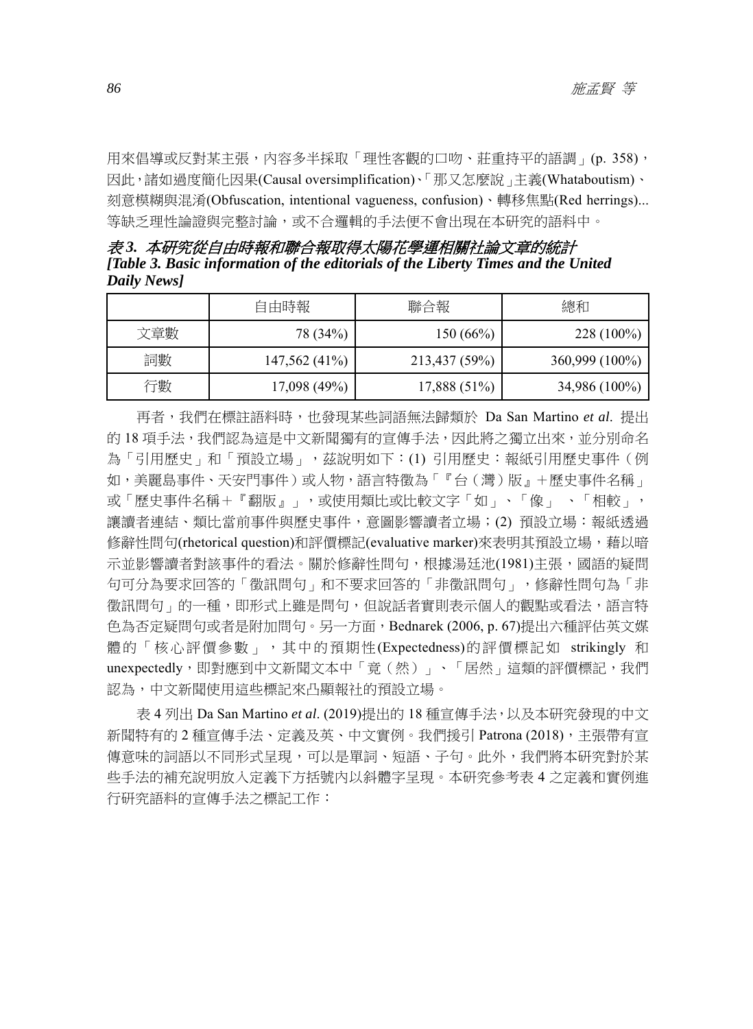用來倡導或反對某主張，內容多半採取「理性客觀的口吻、莊重持平的語調」(p. 358)，因此，諸如過度簡化因果(Causal oversimplification)、「那又怎麼說」主義(Whataboutism)、刻意模糊與混淆(Obfuscation, intentional vagueness, confusion)、轉移焦點(Red herrings)... 等缺乏理性論證與完整討論，或不合邏輯的手法便不會出現在本研究的語料中。

***表 3. 本研究從自由時報和聯合報取得太陽花學運相關社論文章的統計***
***[Table 3. Basic information of the editorials of the Liberty Times and the United Daily News]***

| | 自由時報 | 聯合報 | 總和 |
|---|---|---|---|
| 文章數 | 78 (34%) | 150 (66%) | 228 (100%) |
| 詞數 | 147,562 (41%) | 213,437 (59%) | 360,999 (100%) |
| 行數 | 17,098 (49%) | 17,888 (51%) | 34,986 (100%) |

再者，我們在標註語料時，也發現某些詞語無法歸類於 Da San Martino *et al*. 提出的 18 項手法，我們認為這是中文新聞獨有的宣傳手法，因此將之獨立出來，並分別命名為「引用歷史」和「預設立場」，茲說明如下：(1) 引用歷史：報紙引用歷史事件（例如，美麗島事件、天安門事件）或人物，語言特徵為「『台（灣）版』＋歷史事件名稱」或「歷史事件名稱＋『翻版』」，或使用類比或比較文字「如」、「像」 、「相較」，讓讀者連結、類比當前事件與歷史事件，意圖影響讀者立場；(2) 預設立場：報紙透過修辭性問句(rhetorical question)和評價標記(evaluative marker)來表明其預設立場，藉以暗示並影響讀者對該事件的看法。關於修辭性問句，根據湯廷池(1981)主張，國語的疑問句可分為要求回答的「徵訊問句」和不要求回答的「非徵訊問句」，修辭性問句為「非徵訊問句」的一種，即形式上雖是問句，但說話者實則表示個人的觀點或看法，語言特色為否定疑問句或者是附加問句。另一方面，Bednarek (2006, p. 67)提出六種評估英文媒體的「核心評價參數」，其中的預期性(Expectedness)的評價標記如 strikingly 和 unexpectedly，即對應到中文新聞文本中「竟（然）」、「居然」這類的評價標記，我們認為，中文新聞使用這些標記來凸顯報社的預設立場。

表 4 列出 Da San Martino *et al*. (2019)提出的 18 種宣傳手法，以及本研究發現的中文新聞特有的 2 種宣傳手法、定義及英、中文實例。我們援引 Patrona (2018)，主張帶有宣傳意味的詞語以不同形式呈現，可以是單詞、短語、子句。此外，我們將本研究對於某些手法的補充說明放入定義下方括號內以斜體字呈現。本研究參考表 4 之定義和實例進行研究語料的宣傳手法之標記工作：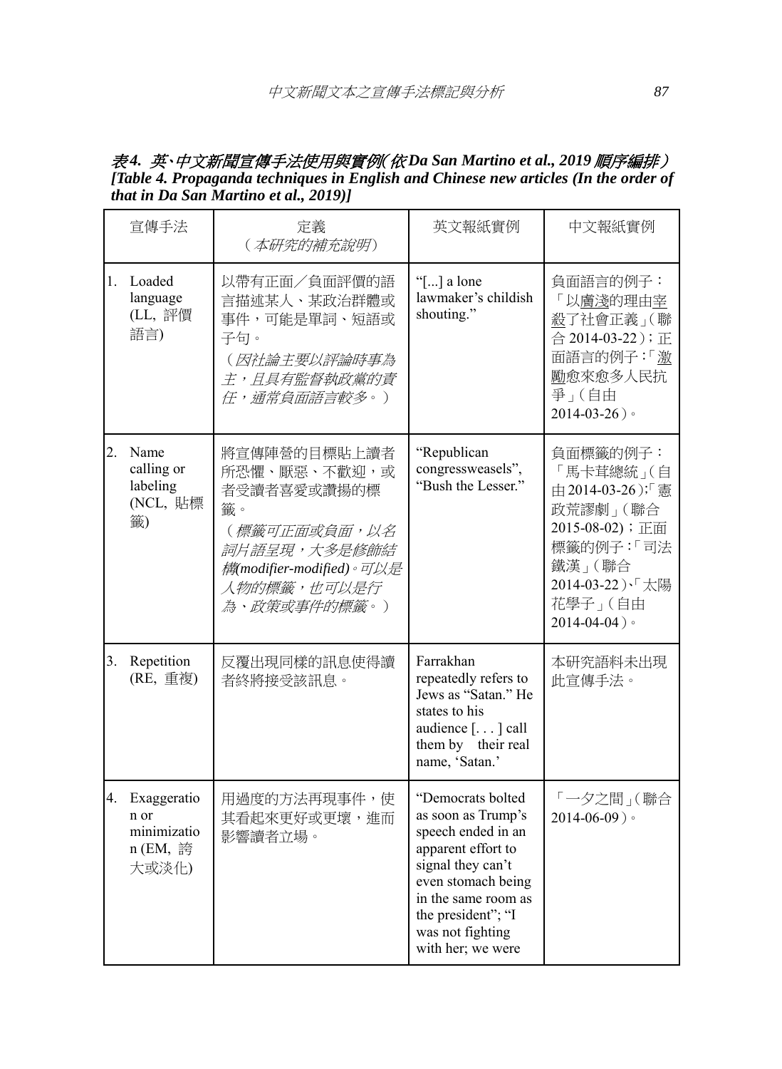*表4. 英、中文新聞宣傳手法使用與實例(依Da San Martino et al., 2019 順序編排)*
***[Table 4. Propaganda techniques in English and Chinese new articles (In the order of that in Da San Martino et al., 2019)]***

| 宣傳手法 | 定義<br>(*本研究的補充說明*) | 英文報紙實例 | 中文報紙實例 |
|---|---|---|---|
| 1. Loaded language (LL, 評價語言) | 以帶有正面／負面評價的語言描述某人、某政治群體或事件，可能是單詞、短語或子句。<br>(*因社論主要以評論時事為主，且具有監督執政黨的責任，通常負面語言較多。*) | "[...] a lone lawmaker's childish shouting." | 負面語言的例子：「以膚淺的理由宰殺了社會正義」(聯合 2014-03-22)；正面語言的例子：「激勵愈來愈多人民抗爭」(自由 2014-03-26)。 |
| 2. Name calling or labeling (NCL, 貼標籤) | 將宣傳陣營的目標貼上讀者所恐懼、厭惡、不歡迎，或者受讀者喜愛或讚揚的標籤。<br>(*標籤可正面或負面，以名詞片語呈現，大多是修飾結構(modifier-modified)。可以是人物的標籤，也可以是行為、政策或事件的標籤。*) | "Republican congressweasels", "Bush the Lesser." | 負面標籤的例子：「馬卡茸總統」(自由 2014-03-26)；「憲政荒謬劇」(聯合 2015-08-02)；正面標籤的例子：「司法鐵漢」(聯合 2014-03-22)、「太陽花學子」(自由 2014-04-04)。 |
| 3. Repetition (RE, 重複) | 反覆出現同樣的訊息使得讀者終將接受該訊息。 | Farrakhan repeatedly refers to Jews as "Satan." He states to his audience [. . . ] call them by their real name, 'Satan.' | 本研究語料未出現此宣傳手法。 |
| 4. Exaggeration or minimization (EM, 誇大或淡化) | 用過度的方法再現事件，使其看起來更好或更壞，進而影響讀者立場。 | "Democrats bolted as soon as Trump's speech ended in an apparent effort to signal they can't even stomach being in the same room as the president"; "I was not fighting with her; we were | 「一夕之間」(聯合 2014-06-09)。 |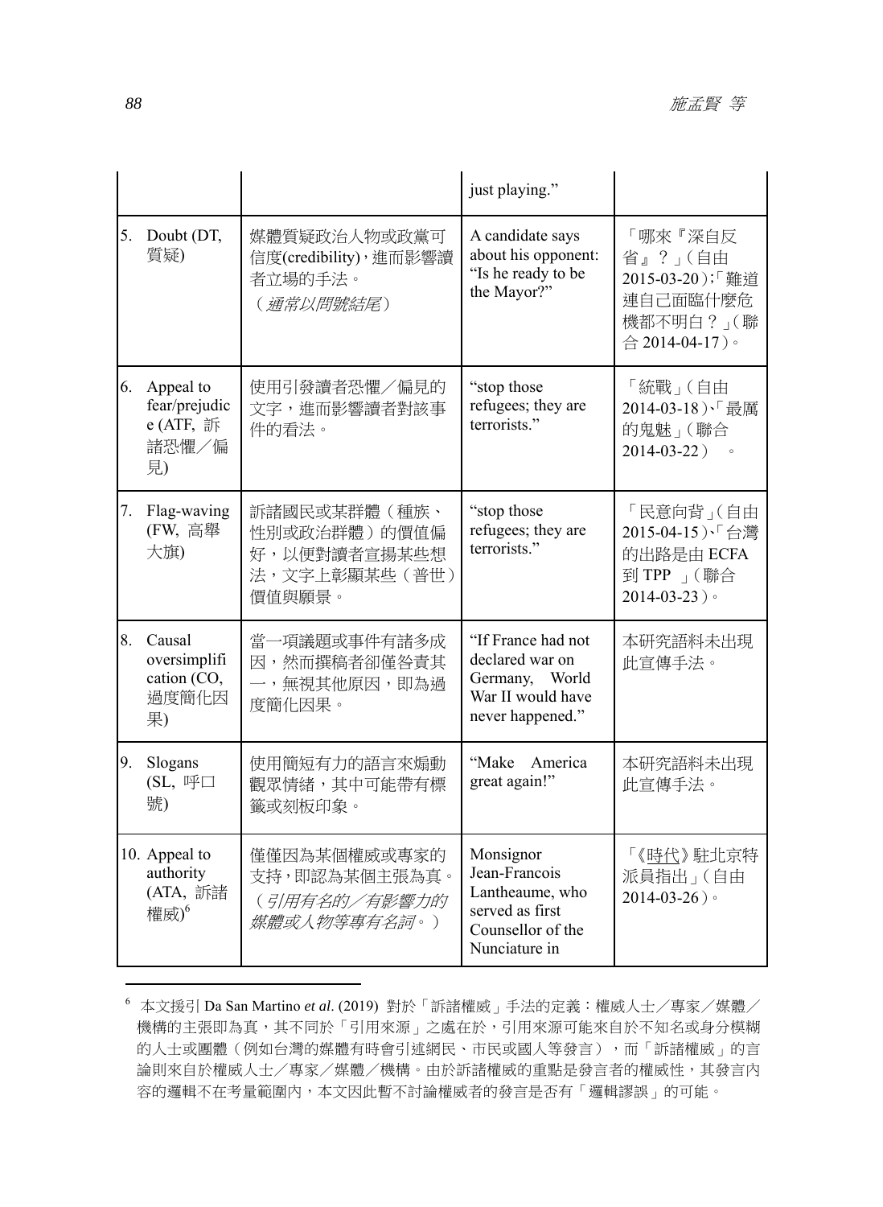| | | | |
|---|---|---|---|
| | | just playing." | |
| 5. Doubt (DT, 質疑) | 媒體質疑政治人物或政黨可信度(credibility)，進而影響讀者立場的手法。（*通常以問號結尾*） | A candidate says about his opponent: "Is he ready to be the Mayor?" | 「哪來『深自反省』？」(自由 2015-03-20)；「難道連自己面臨什麼危機都不明白？」(聯合 2014-04-17)。 |
| 6. Appeal to fear/prejudice (ATF, 訴諸恐懼／偏見) | 使用引發讀者恐懼／偏見的文字，進而影響讀者對該事件的看法。 | "stop those refugees; they are terrorists." | 「統戰」(自由 2014-03-18)、「最厲的鬼魅」(聯合 2014-03-22)。 |
| 7. Flag-waving (FW, 高舉大旗) | 訴諸國民或某群體（種族、性別或政治群體）的價值偏好，以便對讀者宣揚某些想法，文字上彰顯某些（普世）價值與願景。 | "stop those refugees; they are terrorists." | 「民意向背」(自由 2015-04-15)、「台灣的出路是由 ECFA 到 TPP 」(聯合 2014-03-23)。 |
| 8. Causal oversimplification (CO, 過度簡化因果) | 當一項議題或事件有諸多成因，然而撰稿者卻僅咎責其一，無視其他原因，即為過度簡化因果。 | "If France had not declared war on Germany, World War II would have never happened." | 本研究語料未出現此宣傳手法。 |
| 9. Slogans (SL, 呼口號) | 使用簡短有力的語言來煽動觀眾情緒，其中可能帶有標籤或刻板印象。 | "Make America great again!" | 本研究語料未出現此宣傳手法。 |
| 10. Appeal to authority (ATA, 訴諸權威)[6] | 僅僅因為某個權威或專家的支持，即認為某個主張為真。（*引用有名的／有影響力的媒體或人物等專有名詞。*） | Monsignor Jean-Francois Lantheaume, who served as first Counsellor of the Nunciature in | 「《時代》駐北京特派員指出」(自由 2014-03-26)。 |

[6] 本文援引 Da San Martino *et al*. (2019) 對於「訴諸權威」手法的定義：權威人士／專家／媒體／機構的主張即為真，其不同於「引用來源」之處在於，引用來源可能來自於不知名或身分模糊的人士或團體（例如台灣的媒體有時會引述網民、市民或國人等發言），而「訴諸權威」的言論則來自於權威人士／專家／媒體／機構。由於訴諸權威的重點是發言者的權威性，其發言內容的邏輯不在考量範圍內，本文因此暫不討論權威者的發言是否有「邏輯謬誤」的可能。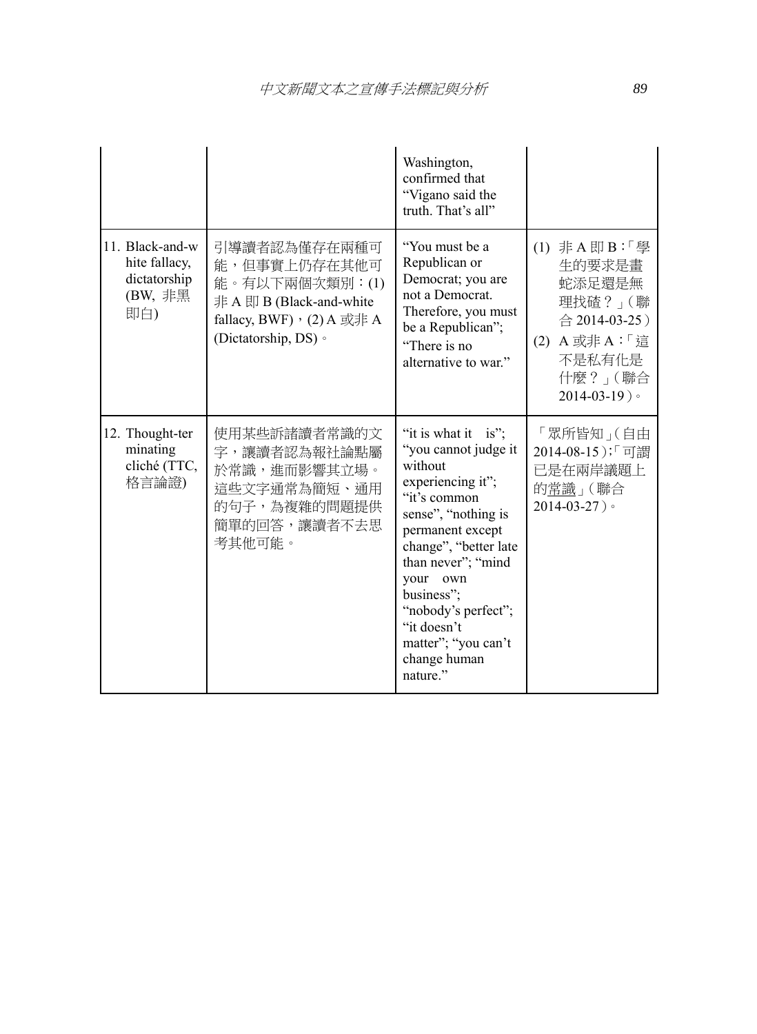| | | Washington, confirmed that "Vigano said the truth. That's all" | |
|---|---|---|---|
| 11. Black-and-white fallacy, dictatorship (BW, 非黑即白) | 引導讀者認為僅存在兩種可能，但事實上仍存在其他可能。有以下兩個次類別：(1) 非 A 即 B (Black-and-white fallacy, BWF)，(2) A 或非 A (Dictatorship, DS)。 | "You must be a Republican or Democrat; you are not a Democrat. Therefore, you must be a Republican"; "There is no alternative to war." | (1) 非 A 即 B：「學生的要求是畫蛇添足還是無理找碴？」（聯合 2014-03-25）(2) A 或非 A：「這不是私有化是什麼？」（聯合 2014-03-19）。 |
| 12. Thought-terminating cliché (TTC, 格言論證) | 使用某些訴諸讀者常識的文字，讓讀者認為報社論點屬於常識，進而影響其立場。這些文字通常為簡短、通用的句子，為複雜的問題提供簡單的回答，讓讀者不去思考其他可能。 | "it is what it is"; "you cannot judge it without experiencing it"; "it's common sense", "nothing is permanent except change", "better late than never"; "mind your own business"; "nobody's perfect"; "it doesn't matter"; "you can't change human nature." | 「眾所皆知」（自由 2014-08-15）;「可謂已是在兩岸議題上的常識」（聯合 2014-03-27）。 |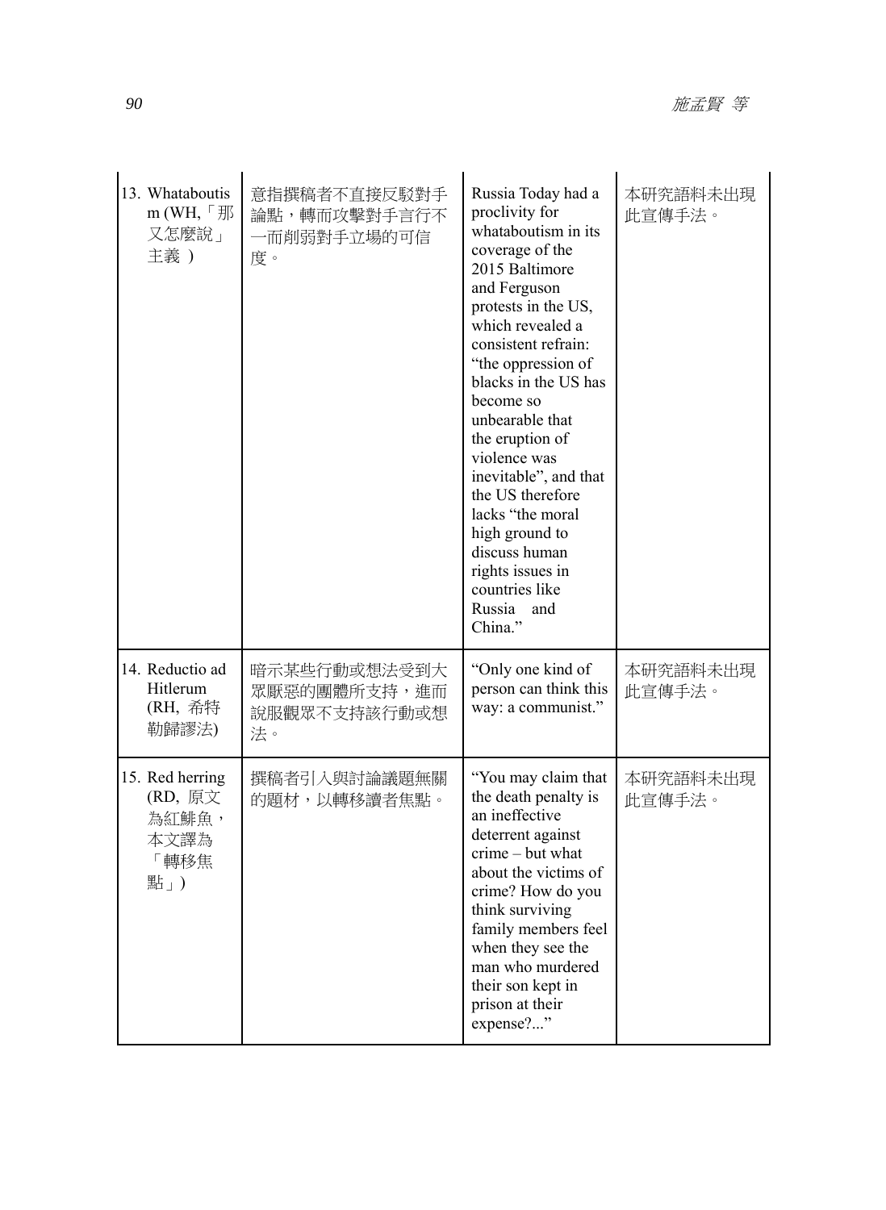| | | | |
|---|---|---|---|
| 13. Whataboutism (WH,「那又怎麼說」主義 ) | 意指撰稿者不直接反駁對手論點，轉而攻擊對手言行不一而削弱對手立場的可信度。 | Russia Today had a proclivity for whataboutism in its coverage of the 2015 Baltimore and Ferguson protests in the US, which revealed a consistent refrain: "the oppression of blacks in the US has become so unbearable that the eruption of violence was inevitable", and that the US therefore lacks "the moral high ground to discuss human rights issues in countries like Russia and China." | 本研究語料未出現此宣傳手法。 |
| 14. Reductio ad Hitlerum (RH, 希特勒歸謬法) | 暗示某些行動或想法受到大眾厭惡的團體所支持，進而說服觀眾不支持該行動或想法。 | "Only one kind of person can think this way: a communist." | 本研究語料未出現此宣傳手法。 |
| 15. Red herring (RD, 原文為紅鯡魚，本文譯為「轉移焦點」) | 撰稿者引入與討論議題無關的題材，以轉移讀者焦點。 | "You may claim that the death penalty is an ineffective deterrent against crime – but what about the victims of crime? How do you think surviving family members feel when they see the man who murdered their son kept in prison at their expense?..." | 本研究語料未出現此宣傳手法。 |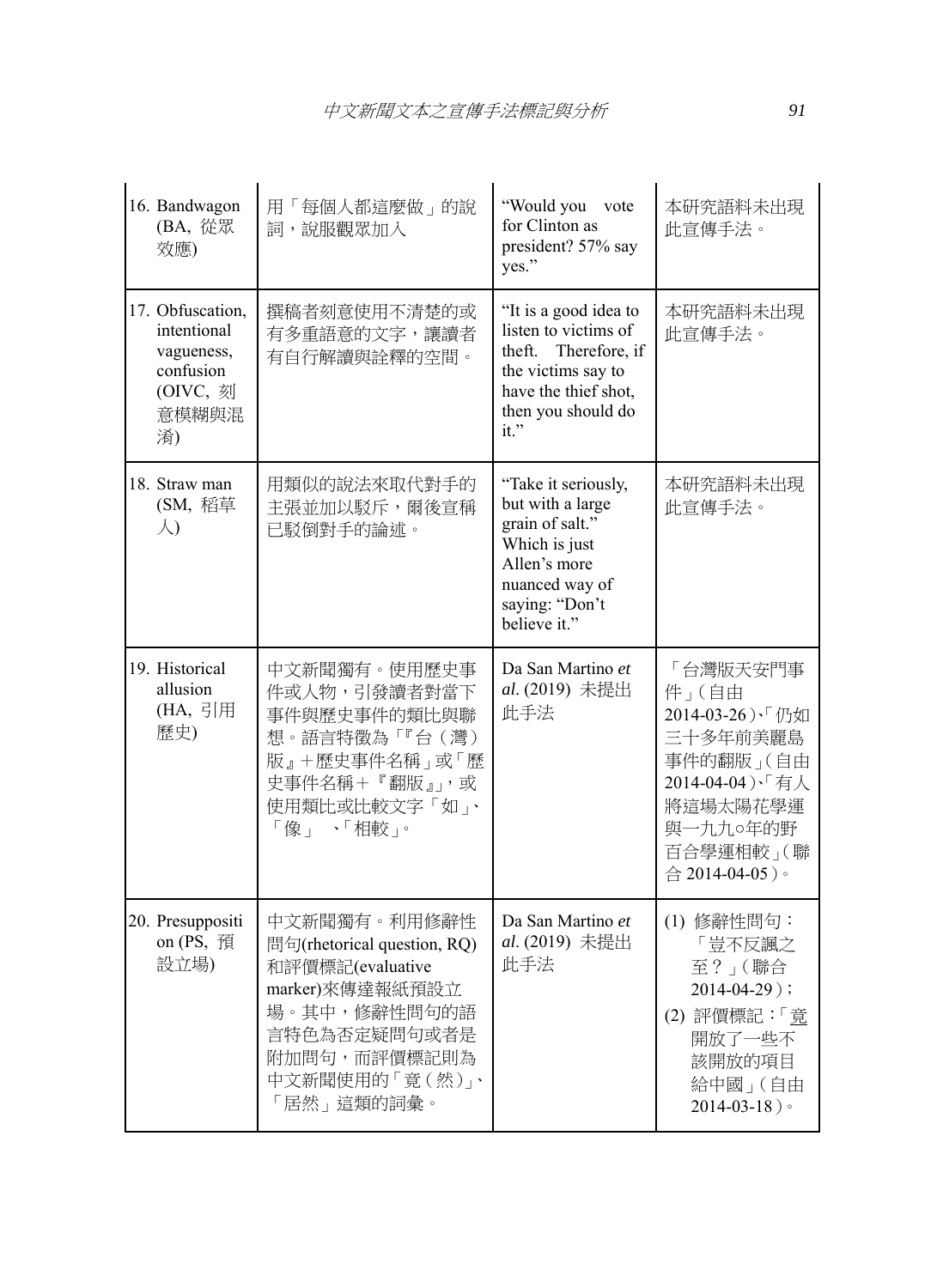| | | | |
|---|---|---|---|
| 16. Bandwagon (BA, 從眾效應) | 用「每個人都這麼做」的說詞，說服觀眾加入 | "Would you vote for Clinton as president? 57% say yes." | 本研究語料未出現此宣傳手法。 |
| 17. Obfuscation, intentional vagueness, confusion (OIVC, 刻意模糊與混淆) | 撰稿者刻意使用不清楚的或有多重語意的文字，讓讀者有自行解讀與詮釋的空間。 | "It is a good idea to listen to victims of theft. Therefore, if the victims say to have the thief shot, then you should do it." | 本研究語料未出現此宣傳手法。 |
| 18. Straw man (SM, 稻草人) | 用類似的說法來取代對手的主張並加以駁斥，爾後宣稱已駁倒對手的論述。 | "Take it seriously, but with a large grain of salt." Which is just Allen's more nuanced way of saying: "Don't believe it." | 本研究語料未出現此宣傳手法。 |
| 19. Historical allusion (HA, 引用歷史) | 中文新聞獨有。使用歷史事件或人物，引發讀者對當下事件與歷史事件的類比與聯想。語言特徵為「『台（灣）版』＋歷史事件名稱」或「歷史事件名稱＋『翻版』」，或使用類比或比較文字「如」、「像」、「相較」。 | Da San Martino *et al.* (2019) 未提出此手法 | 「台灣版天安門事件」（自由 2014-03-26）、「仍如三十多年前美麗島事件的翻版」（自由 2014-04-04）、「有人將這場太陽花學運與一九九○年的野百合學運相較」（聯合 2014-04-05）。 |
| 20. Presupposition (PS, 預設立場) | 中文新聞獨有。利用修辭性問句(rhetorical question, RQ)和評價標記(evaluative marker)來傳達報紙預設立場。其中，修辭性問句的語言特色為否定疑問句或者是附加問句，而評價標記則為中文新聞使用的「竟（然）」、「居然」這類的詞彙。 | Da San Martino *et al.* (2019) 未提出此手法 | (1) 修辭性問句：「豈不反諷之至？」（聯合 2014-04-29）；<br>(2) 評價標記：「竟開放了一些不該開放的項目給中國」（自由 2014-03-18）。 |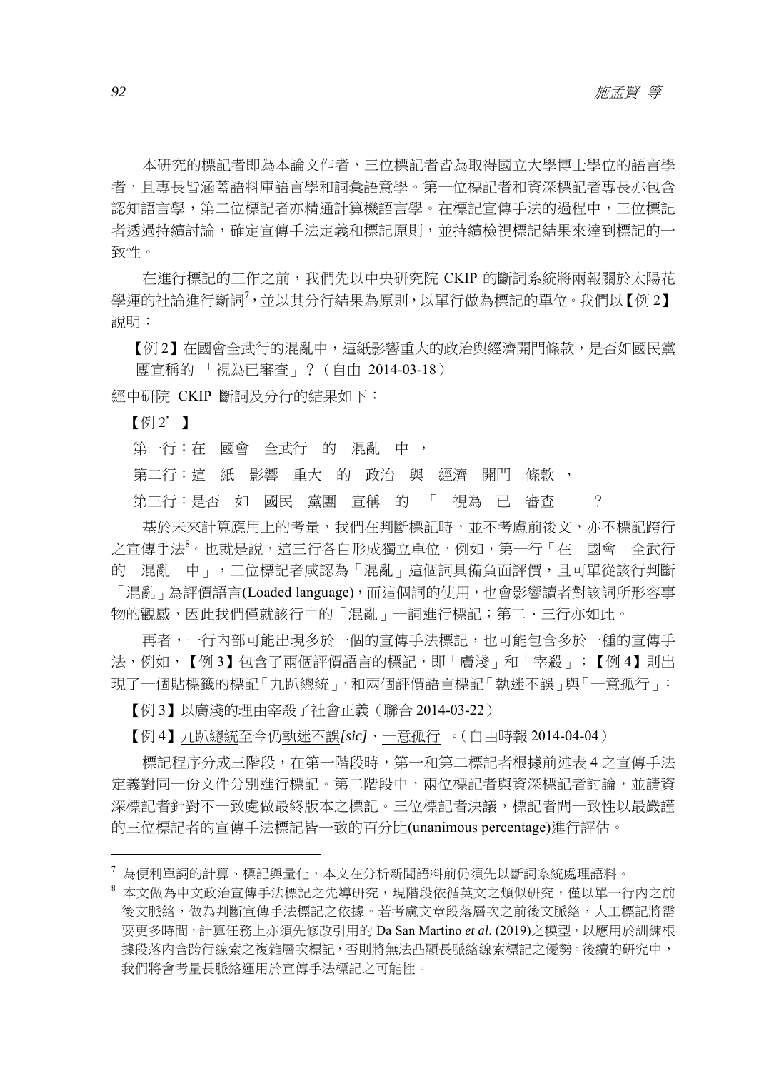本研究的標記者即為本論文作者，三位標記者皆為取得國立大學博士學位的語言學者，且專長皆涵蓋語料庫語言學和詞彙語意學。第一位標記者和資深標記者專長亦包含認知語言學，第二位標記者亦精通計算機語言學。在標記宣傳手法的過程中，三位標記者透過持續討論，確定宣傳手法定義和標記原則，並持續檢視標記結果來達到標記的一致性。

在進行標記的工作之前，我們先以中央研究院 CKIP 的斷詞系統將兩報關於太陽花學運的社論進行斷詞[7]，並以其分行結果為原則，以單行做為標記的單位。我們以【例 2】說明：

【例 2】在國會全武行的混亂中，這紙影響重大的政治與經濟開門條款，是否如國民黨團宣稱的 「視為已審查」？（自由 2014-03-18）

經中研院 CKIP 斷詞及分行的結果如下：

【例 2’】

第一行：在　國會　全武行　的　混亂　中　，

第二行：這　紙　影響　重大　的　政治　與　經濟　開門　條款　，

第三行：是否　如　國民　黨團　宣稱　的　「　視為　已　審查　」　？

基於未來計算應用上的考量，我們在判斷標記時，並不考慮前後文，亦不標記跨行之宣傳手法[8]。也就是說，這三行各自形成獨立單位，例如，第一行「在　國會　全武行　的　混亂　中」，三位標記者咸認為「混亂」這個詞具備負面評價，且可單從該行判斷「混亂」為評價語言(Loaded language)，而這個詞的使用，也會影響讀者對該詞所形容事物的觀感，因此我們僅就該行中的「混亂」一詞進行標記；第二、三行亦如此。

再者，一行內部可能出現多於一個的宣傳手法標記，也可能包含多於一種的宣傳手法，例如，【例 3】包含了兩個評價語言的標記，即「膚淺」和「宰殺」；【例 4】則出現了一個貼標籤的標記「九趴總統」，和兩個評價語言標記「執迷不誤」與「一意孤行」：

【例 3】以膚淺的理由宰殺了社會正義（聯合 2014-03-22）

【例 4】九趴總統至今仍執迷不誤*[sic]*、一意孤行 。（自由時報 2014-04-04）

標記程序分成三階段，在第一階段時，第一和第二標記者根據前述表 4 之宣傳手法定義對同一份文件分別進行標記。第二階段中，兩位標記者與資深標記者討論，並請資深標記者針對不一致處做最終版本之標記。三位標記者決議，標記者間一致性以最嚴謹的三位標記者的宣傳手法標記皆一致的百分比(unanimous percentage)進行評估。

---

[7] 為便利單詞的計算、標記與量化，本文在分析新聞語料前仍須先以斷詞系統處理語料。

[8] 本文做為中文政治宣傳手法標記之先導研究，現階段依循英文之類似研究，僅以單一行內之前後文脈絡，做為判斷宣傳手法標記之依據。若考慮文章段落層次之前後文脈絡，人工標記將需要更多時間，計算任務上亦須先修改引用的 Da San Martino *et al*. (2019)之模型，以應用於訓練根據段落內含跨行線索之複雜層次標記，否則將無法凸顯長脈絡線索標記之優勢。後續的研究中，我們將會考量長脈絡運用於宣傳手法標記之可能性。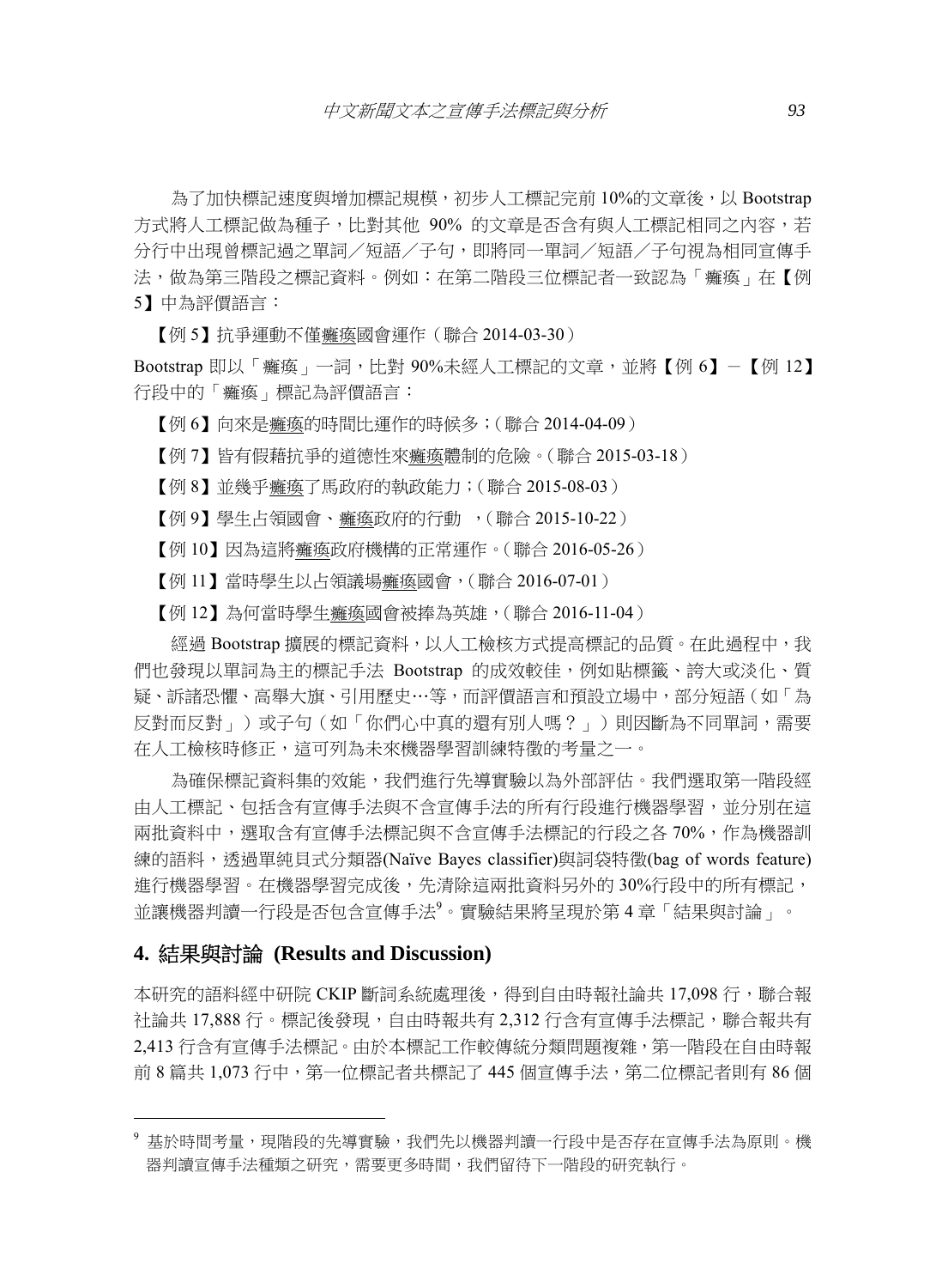為了加快標記速度與增加標記規模，初步人工標記完前 10%的文章後，以 Bootstrap 方式將人工標記做為種子，比對其他 90% 的文章是否含有與人工標記相同之內容，若分行中出現曾標記過之單詞／短語／子句，即將同一單詞／短語／子句視為相同宣傳手法，做為第三階段之標記資料。例如：在第二階段三位標記者一致認為「癱瘓」在【例 5】中為評價語言：

【例 5】抗爭運動不僅癱瘓國會運作（聯合 2014-03-30）

Bootstrap 即以「癱瘓」一詞，比對 90%未經人工標記的文章，並將【例 6】－【例 12】行段中的「癱瘓」標記為評價語言：

【例 6】向來是癱瘓的時間比運作的時候多；（聯合 2014-04-09）

【例 7】皆有假藉抗爭的道德性來癱瘓體制的危險。（聯合 2015-03-18）

【例 8】並幾乎癱瘓了馬政府的執政能力；（聯合 2015-08-03）

【例 9】學生占領國會、癱瘓政府的行動 ，（聯合 2015-10-22）

【例 10】因為這將癱瘓政府機構的正常運作。（聯合 2016-05-26）

【例 11】當時學生以占領議場癱瘓國會，（聯合 2016-07-01）

【例 12】為何當時學生癱瘓國會被捧為英雄，（聯合 2016-11-04）

經過 Bootstrap 擴展的標記資料，以人工檢核方式提高標記的品質。在此過程中，我們也發現以單詞為主的標記手法 Bootstrap 的成效較佳，例如貼標籤、誇大或淡化、質疑、訴諸恐懼、高舉大旗、引用歷史…等，而評價語言和預設立場中，部分短語（如「為反對而反對」）或子句（如「你們心中真的還有別人嗎？」）則因斷為不同單詞，需要在人工檢核時修正，這可列為未來機器學習訓練特徵的考量之一。

為確保標記資料集的效能，我們進行先導實驗以為外部評估。我們選取第一階段經由人工標記、包括含有宣傳手法與不含宣傳手法的所有行段進行機器學習，並分別在這兩批資料中，選取含有宣傳手法標記與不含宣傳手法標記的行段之各 70%，作為機器訓練的語料，透過單純貝式分類器(Naïve Bayes classifier)與詞袋特徵(bag of words feature)進行機器學習。在機器學習完成後，先清除這兩批資料另外的 30%行段中的所有標記，並讓機器判讀一行段是否包含宣傳手法[9]。實驗結果將呈現於第 4 章「結果與討論」。

## 4. 結果與討論 (Results and Discussion)

本研究的語料經中研院 CKIP 斷詞系統處理後，得到自由時報社論共 17,098 行，聯合報社論共 17,888 行。標記後發現，自由時報共有 2,312 行含有宣傳手法標記，聯合報共有 2,413 行含有宣傳手法標記。由於本標記工作較傳統分類問題複雜，第一階段在自由時報前 8 篇共 1,073 行中，第一位標記者共標記了 445 個宣傳手法，第二位標記者則有 86 個

---

[9] 基於時間考量，現階段的先導實驗，我們先以機器判讀一行段中是否存在宣傳手法為原則。機器判讀宣傳手法種類之研究，需要更多時間，我們留待下一階段的研究執行。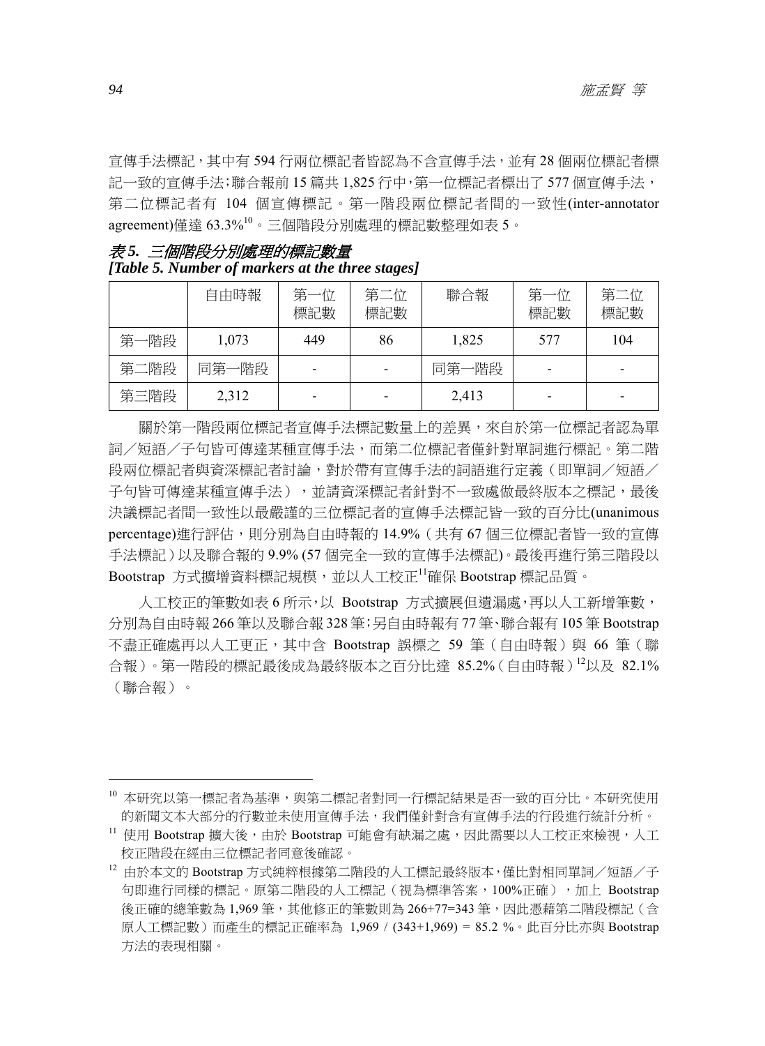宣傳手法標記，其中有 594 行兩位標記者皆認為不含宣傳手法，並有 28 個兩位標記者標記一致的宣傳手法；聯合報前 15 篇共 1,825 行中，第一位標記者標出了 577 個宣傳手法，第二位標記者有 104 個宣傳標記。第一階段兩位標記者間的一致性(inter-annotator agreement)僅達 63.3%[10]。三個階段分別處理的標記數整理如表 5。

*表 5. 三個階段分別處理的標記數量*
***[Table 5. Number of markers at the three stages]***

| | 自由時報 | 第一位標記數 | 第二位標記數 | 聯合報 | 第一位標記數 | 第二位標記數 |
|---|---|---|---|---|---|---|
| 第一階段 | 1,073 | 449 | 86 | 1,825 | 577 | 104 |
| 第二階段 | 同第一階段 | - | - | 同第一階段 | - | - |
| 第三階段 | 2,312 | - | - | 2,413 | - | - |

關於第一階段兩位標記者宣傳手法標記數量上的差異，來自於第一位標記者認為單詞／短語／子句皆可傳達某種宣傳手法，而第二位標記者僅針對單詞進行標記。第二階段兩位標記者與資深標記者討論，對於帶有宣傳手法的詞語進行定義（即單詞／短語／子句皆可傳達某種宣傳手法），並請資深標記者針對不一致處做最終版本之標記，最後決議標記者間一致性以最嚴謹的三位標記者的宣傳手法標記皆一致的百分比(unanimous percentage)進行評估，則分別為自由時報的 14.9%（共有 67 個三位標記者皆一致的宣傳手法標記）以及聯合報的 9.9% (57 個完全一致的宣傳手法標記)。最後再進行第三階段以 Bootstrap 方式擴增資料標記規模，並以人工校正[11]確保 Bootstrap 標記品質。

人工校正的筆數如表 6 所示，以 Bootstrap 方式擴展但遺漏處，再以人工新增筆數，分別為自由時報 266 筆以及聯合報 328 筆；另自由時報有 77 筆、聯合報有 105 筆 Bootstrap 不盡正確處再以人工更正，其中含 Bootstrap 誤標之 59 筆（自由時報）與 66 筆（聯合報）。第一階段的標記最後成為最終版本之百分比達 85.2%（自由時報）[12]以及 82.1%（聯合報）。

---

[10] 本研究以第一標記者為基準，與第二標記者對同一行標記結果是否一致的百分比。本研究使用的新聞文本大部分的行數並未使用宣傳手法，我們僅針對含有宣傳手法的行段進行統計分析。

[11] 使用 Bootstrap 擴大後，由於 Bootstrap 可能會有缺漏之處，因此需要以人工校正來檢視，人工校正階段在經由三位標記者同意後確認。

[12] 由於本文的 Bootstrap 方式純粹根據第二階段的人工標記最終版本，僅比對相同單詞／短語／子句即進行同樣的標記。原第二階段的人工標記（視為標準答案，100%正確），加上 Bootstrap 後正確的總筆數為 1,969 筆，其他修正的筆數則為 266+77=343 筆，因此憑藉第二階段標記（含原人工標記數）而產生的標記正確率為 $1{,}969 / (343+1{,}969) = 85.2\ \%$。此百分比亦與 Bootstrap 方法的表現相關。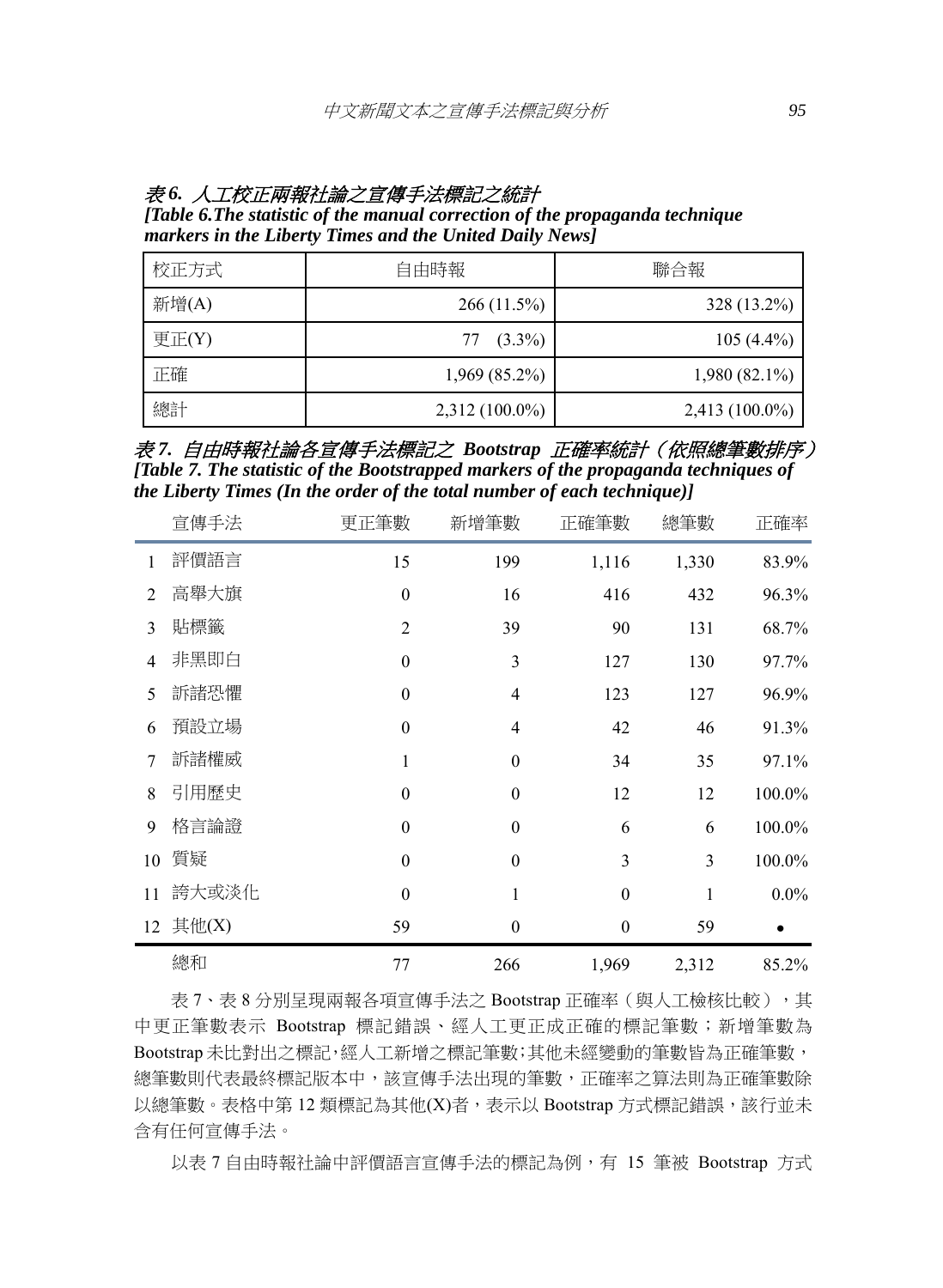*表 6. 人工校正兩報社論之宣傳手法標記之統計*
***[Table 6.The statistic of the manual correction of the propaganda technique markers in the Liberty Times and the United Daily News]***

| 校正方式 | 自由時報 | 聯合報 |
|---|---|---|
| 新增(A) | 266 (11.5%) | 328 (13.2%) |
| 更正(Y) | 77 (3.3%) | 105 (4.4%) |
| 正確 | 1,969 (85.2%) | 1,980 (82.1%) |
| 總計 | 2,312 (100.0%) | 2,413 (100.0%) |

*表 7. 自由時報社論各宣傳手法標記之 **Bootstrap** 正確率統計（依照總筆數排序）*
***[Table 7. The statistic of the Bootstrapped markers of the propaganda techniques of the Liberty Times (In the order of the total number of each technique)]***

| | 宣傳手法 | 更正筆數 | 新增筆數 | 正確筆數 | 總筆數 | 正確率 |
|---|---|---|---|---|---|---|
| 1 | 評價語言 | 15 | 199 | 1,116 | 1,330 | 83.9% |
| 2 | 高舉大旗 | 0 | 16 | 416 | 432 | 96.3% |
| 3 | 貼標籤 | 2 | 39 | 90 | 131 | 68.7% |
| 4 | 非黑即白 | 0 | 3 | 127 | 130 | 97.7% |
| 5 | 訴諸恐懼 | 0 | 4 | 123 | 127 | 96.9% |
| 6 | 預設立場 | 0 | 4 | 42 | 46 | 91.3% |
| 7 | 訴諸權威 | 1 | 0 | 34 | 35 | 97.1% |
| 8 | 引用歷史 | 0 | 0 | 12 | 12 | 100.0% |
| 9 | 格言論證 | 0 | 0 | 6 | 6 | 100.0% |
| 10 | 質疑 | 0 | 0 | 3 | 3 | 100.0% |
| 11 | 誇大或淡化 | 0 | 1 | 0 | 1 | 0.0% |
| 12 | 其他(X) | 59 | 0 | 0 | 59 | • |
| | 總和 | 77 | 266 | 1,969 | 2,312 | 85.2% |

表 7、表 8 分別呈現兩報各項宣傳手法之 Bootstrap 正確率（與人工檢核比較），其中更正筆數表示 Bootstrap 標記錯誤、經人工更正成正確的標記筆數；新增筆數為 Bootstrap 未比對出之標記，經人工新增之標記筆數；其他未經變動的筆數皆為正確筆數，總筆數則代表最終標記版本中，該宣傳手法出現的筆數，正確率之算法則為正確筆數除以總筆數。表格中第 12 類標記為其他(X)者，表示以 Bootstrap 方式標記錯誤，該行並未含有任何宣傳手法。

以表 7 自由時報社論中評價語言宣傳手法的標記為例，有 15 筆被 Bootstrap 方式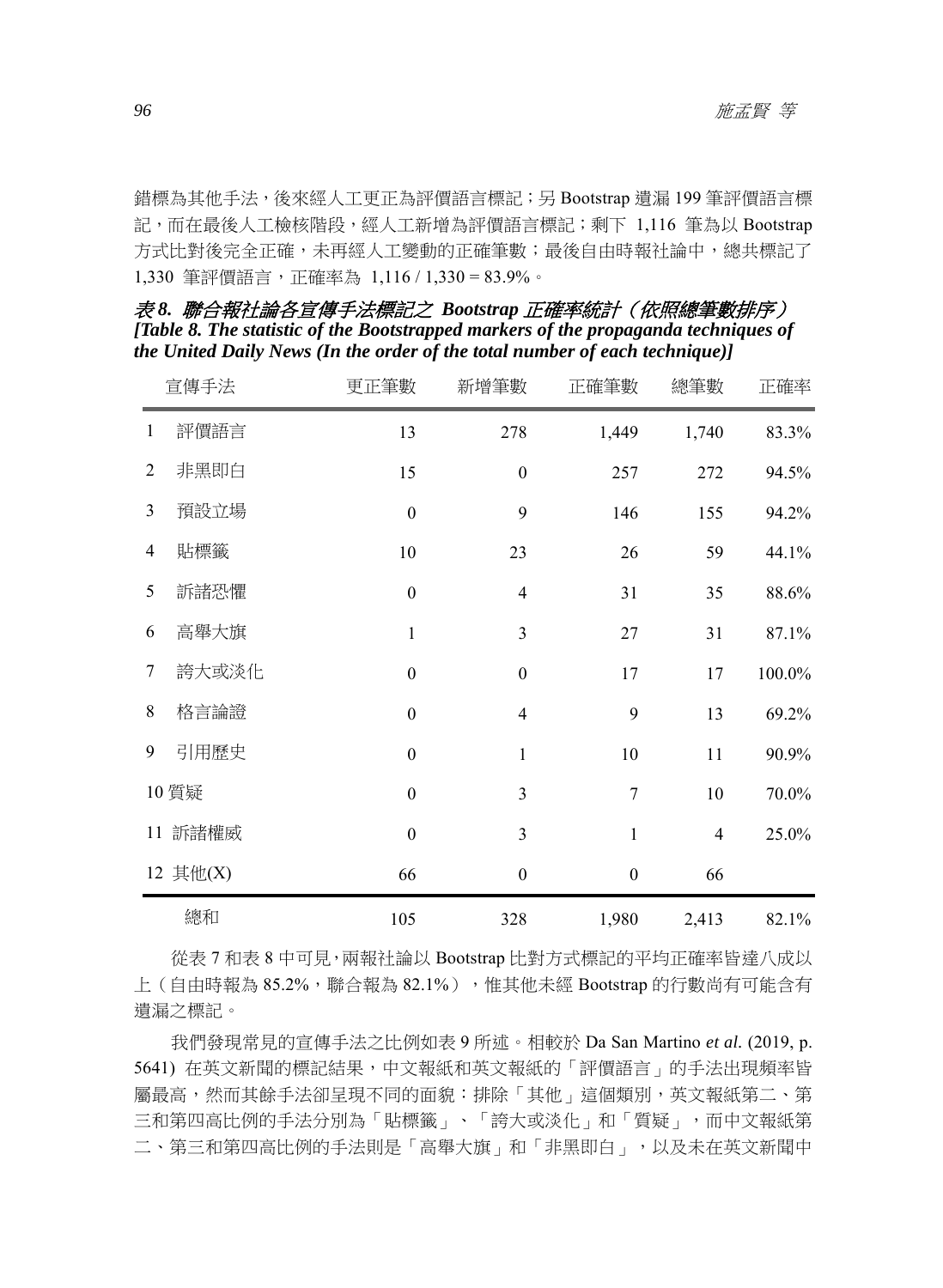錯標為其他手法，後來經人工更正為評價語言標記；另 Bootstrap 遺漏 199 筆評價語言標記，而在最後人工檢核階段，經人工新增為評價語言標記；剩下 1,116 筆為以 Bootstrap 方式比對後完全正確，未再經人工變動的正確筆數；最後自由時報社論中，總共標記了 1,330 筆評價語言，正確率為 1,116 / 1,330 = 83.9%。

***表 8. 聯合報社論各宣傳手法標記之 Bootstrap 正確率統計（依照總筆數排序）***
***[Table 8. The statistic of the Bootstrapped markers of the propaganda techniques of the United Daily News (In the order of the total number of each technique)]***

| 宣傳手法 | 更正筆數 | 新增筆數 | 正確筆數 | 總筆數 | 正確率 |
|---|---|---|---|---|---|
| 1 評價語言 | 13 | 278 | 1,449 | 1,740 | 83.3% |
| 2 非黑即白 | 15 | 0 | 257 | 272 | 94.5% |
| 3 預設立場 | 0 | 9 | 146 | 155 | 94.2% |
| 4 貼標籤 | 10 | 23 | 26 | 59 | 44.1% |
| 5 訴諸恐懼 | 0 | 4 | 31 | 35 | 88.6% |
| 6 高舉大旗 | 1 | 3 | 27 | 31 | 87.1% |
| 7 誇大或淡化 | 0 | 0 | 17 | 17 | 100.0% |
| 8 格言論證 | 0 | 4 | 9 | 13 | 69.2% |
| 9 引用歷史 | 0 | 1 | 10 | 11 | 90.9% |
| 10 質疑 | 0 | 3 | 7 | 10 | 70.0% |
| 11 訴諸權威 | 0 | 3 | 1 | 4 | 25.0% |
| 12 其他(X) | 66 | 0 | 0 | 66 | |
| 總和 | 105 | 328 | 1,980 | 2,413 | 82.1% |

從表 7 和表 8 中可見，兩報社論以 Bootstrap 比對方式標記的平均正確率皆達八成以上（自由時報為 85.2%，聯合報為 82.1%），惟其他未經 Bootstrap 的行數尚有可能含有遺漏之標記。

我們發現常見的宣傳手法之比例如表 9 所述。相較於 Da San Martino *et al.* (2019, p. 5641) 在英文新聞的標記結果，中文報紙和英文報紙的「評價語言」的手法出現頻率皆屬最高，然而其餘手法卻呈現不同的面貌：排除「其他」這個類別，英文報紙第二、第三和第四高比例的手法分別為「貼標籤」、「誇大或淡化」和「質疑」，而中文報紙第二、第三和第四高比例的手法則是「高舉大旗」和「非黑即白」，以及未在英文新聞中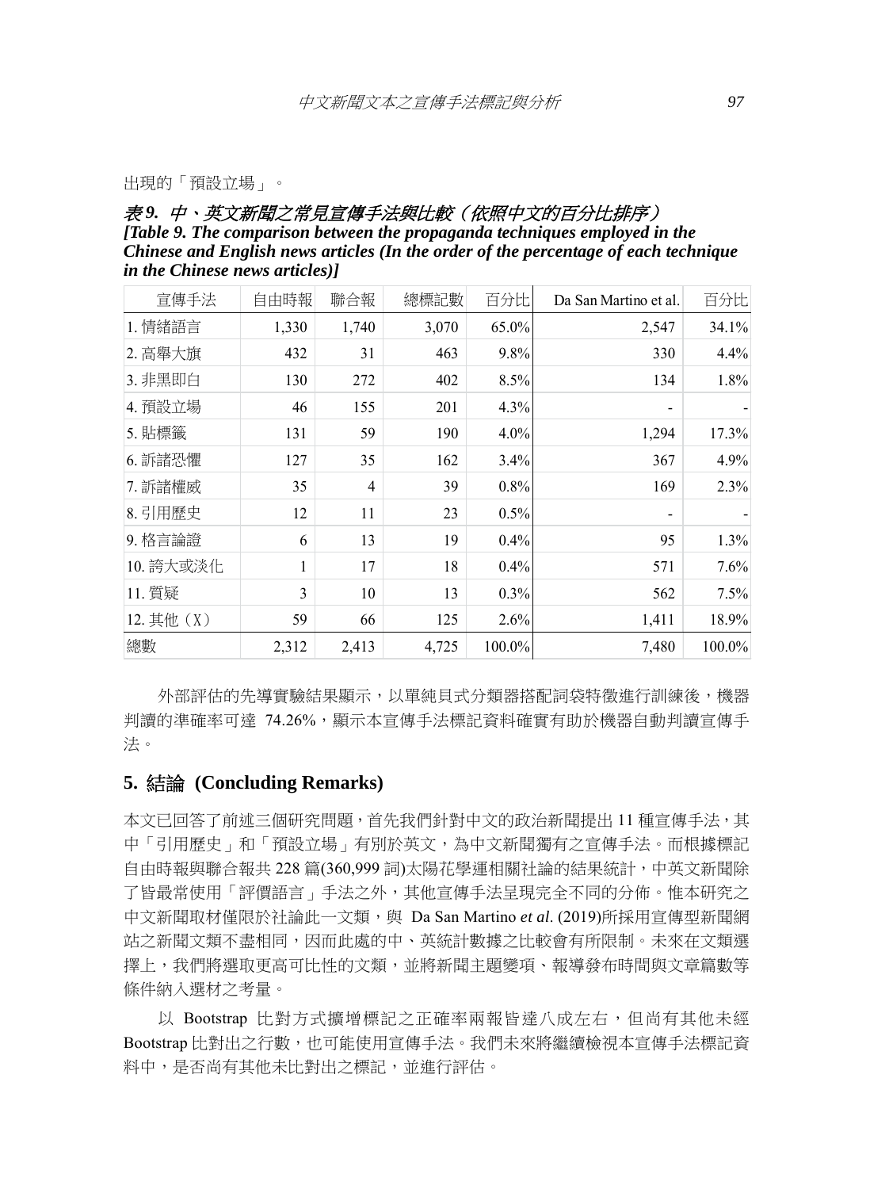出現的「預設立場」。

*表 9. 中、英文新聞之常見宣傳手法與比較（依照中文的百分比排序）*
***[Table 9. The comparison between the propaganda techniques employed in the Chinese and English news articles (In the order of the percentage of each technique in the Chinese news articles)]***

| 宣傳手法 | 自由時報 | 聯合報 | 總標記數 | 百分比 | Da San Martino et al. | 百分比 |
|---|---|---|---|---|---|---|
| 1. 情緒語言 | 1,330 | 1,740 | 3,070 | 65.0% | 2,547 | 34.1% |
| 2. 高舉大旗 | 432 | 31 | 463 | 9.8% | 330 | 4.4% |
| 3. 非黑即白 | 130 | 272 | 402 | 8.5% | 134 | 1.8% |
| 4. 預設立場 | 46 | 155 | 201 | 4.3% | - | - |
| 5. 貼標籤 | 131 | 59 | 190 | 4.0% | 1,294 | 17.3% |
| 6. 訴諸恐懼 | 127 | 35 | 162 | 3.4% | 367 | 4.9% |
| 7. 訴諸權威 | 35 | 4 | 39 | 0.8% | 169 | 2.3% |
| 8. 引用歷史 | 12 | 11 | 23 | 0.5% | - | - |
| 9. 格言論證 | 6 | 13 | 19 | 0.4% | 95 | 1.3% |
| 10. 誇大或淡化 | 1 | 17 | 18 | 0.4% | 571 | 7.6% |
| 11. 質疑 | 3 | 10 | 13 | 0.3% | 562 | 7.5% |
| 12. 其他（X） | 59 | 66 | 125 | 2.6% | 1,411 | 18.9% |
| 總數 | 2,312 | 2,413 | 4,725 | 100.0% | 7,480 | 100.0% |

外部評估的先導實驗結果顯示，以單純貝式分類器搭配詞袋特徵進行訓練後，機器判讀的準確率可達 74.26%，顯示本宣傳手法標記資料確實有助於機器自動判讀宣傳手法。

## 5. 結論 (Concluding Remarks)

本文已回答了前述三個研究問題，首先我們針對中文的政治新聞提出 11 種宣傳手法，其中「引用歷史」和「預設立場」有別於英文，為中文新聞獨有之宣傳手法。而根據標記自由時報與聯合報共 228 篇(360,999 詞)太陽花學運相關社論的結果統計，中英文新聞除了皆最常使用「評價語言」手法之外，其他宣傳手法呈現完全不同的分佈。惟本研究之中文新聞取材僅限於社論此一文類，與 Da San Martino *et al*. (2019)所採用宣傳型新聞網站之新聞文類不盡相同，因而此處的中、英統計數據之比較會有所限制。未來在文類選擇上，我們將選取更高可比性的文類，並將新聞主題變項、報導發布時間與文章篇數等條件納入選材之考量。

以 Bootstrap 比對方式擴增標記之正確率兩報皆達八成左右，但尚有其他未經 Bootstrap 比對出之行數，也可能使用宣傳手法。我們未來將繼續檢視本宣傳手法標記資料中，是否尚有其他未比對出之標記，並進行評估。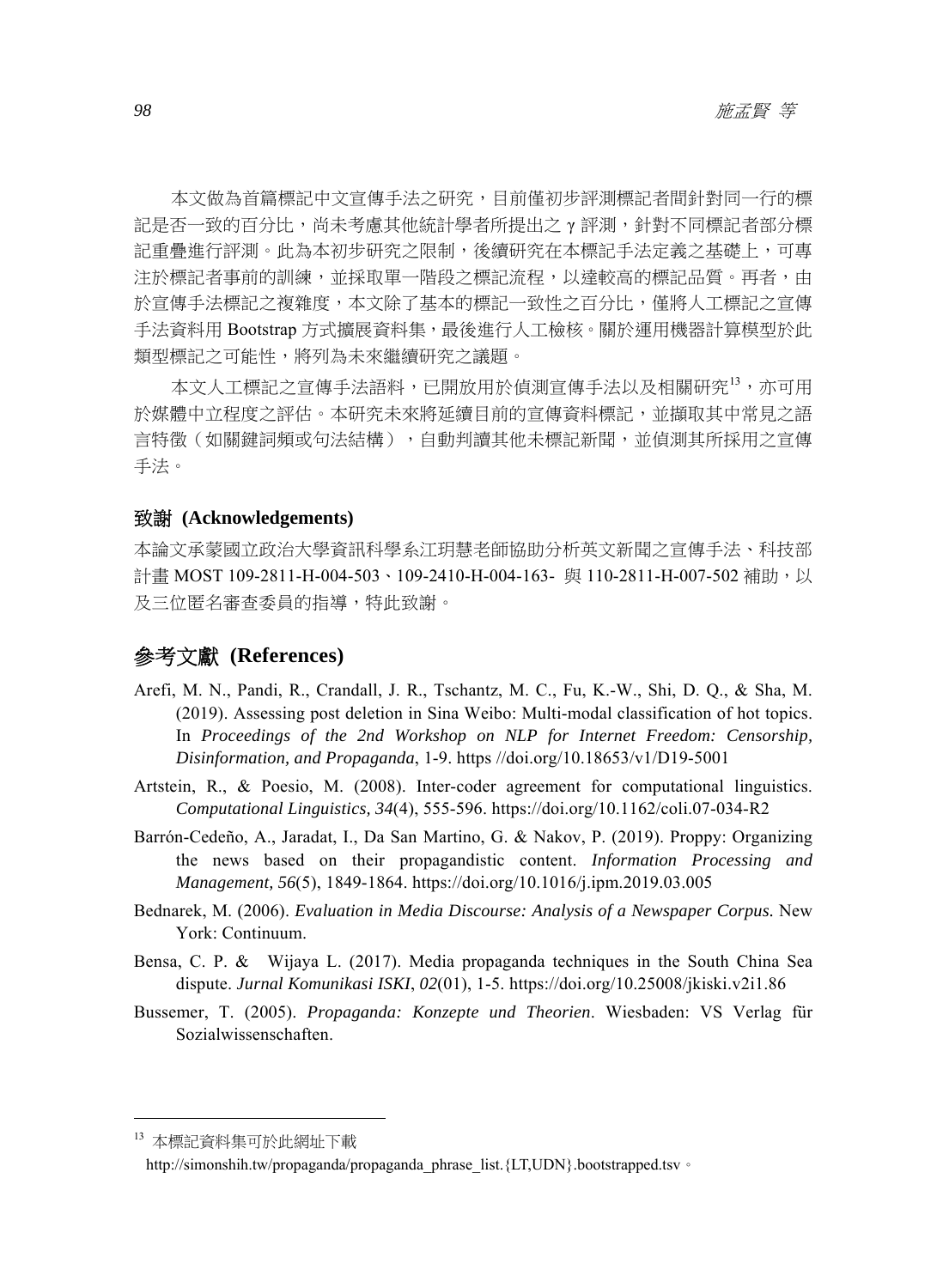本文做為首篇標記中文宣傳手法之研究，目前僅初步評測標記者間針對同一行的標記是否一致的百分比，尚未考慮其他統計學者所提出之 γ 評測，針對不同標記者部分標記重疊進行評測。此為本初步研究之限制，後續研究在本標記手法定義之基礎上，可專注於標記者事前的訓練，並採取單一階段之標記流程，以達較高的標記品質。再者，由於宣傳手法標記之複雜度，本文除了基本的標記一致性之百分比，僅將人工標記之宣傳手法資料用 Bootstrap 方式擴展資料集，最後進行人工檢核。關於運用機器計算模型於此類型標記之可能性，將列為未來繼續研究之議題。

本文人工標記之宣傳手法語料，已開放用於偵測宣傳手法以及相關研究[13]，亦可用於媒體中立程度之評估。本研究未來將延續目前的宣傳資料標記，並擷取其中常見之語言特徵（如關鍵詞頻或句法結構），自動判讀其他未標記新聞，並偵測其所採用之宣傳手法。

## 致謝 (Acknowledgements)

本論文承蒙國立政治大學資訊科學系江玥慧老師協助分析英文新聞之宣傳手法、科技部計畫 MOST 109-2811-H-004-503、109-2410-H-004-163- 與 110-2811-H-007-502 補助，以及三位匿名審查委員的指導，特此致謝。

## 參考文獻 (References)

Arefi, M. N., Pandi, R., Crandall, J. R., Tschantz, M. C., Fu, K.-W., Shi, D. Q., & Sha, M. (2019). Assessing post deletion in Sina Weibo: Multi-modal classification of hot topics. In *Proceedings of the 2nd Workshop on NLP for Internet Freedom: Censorship, Disinformation, and Propaganda*, 1-9. https //doi.org/10.18653/v1/D19-5001

Artstein, R., & Poesio, M. (2008). Inter-coder agreement for computational linguistics. *Computational Linguistics, 34*(4), 555-596. https://doi.org/10.1162/coli.07-034-R2

Barrón-Cedeño, A., Jaradat, I., Da San Martino, G. & Nakov, P. (2019). Proppy: Organizing the news based on their propagandistic content. *Information Processing and Management, 56*(5), 1849-1864. https://doi.org/10.1016/j.ipm.2019.03.005

Bednarek, M. (2006). *Evaluation in Media Discourse: Analysis of a Newspaper Corpus.* New York: Continuum.

Bensa, C. P. & Wijaya L. (2017). Media propaganda techniques in the South China Sea dispute. *Jurnal Komunikasi ISKI*, *02*(01), 1-5. https://doi.org/10.25008/jkiski.v2i1.86

Bussemer, T. (2005). *Propaganda: Konzepte und Theorien*. Wiesbaden: VS Verlag für Sozialwissenschaften.

---

[13] 本標記資料集可於此網址下載 http://simonshih.tw/propaganda/propaganda_phrase_list.{LT,UDN}.bootstrapped.tsv。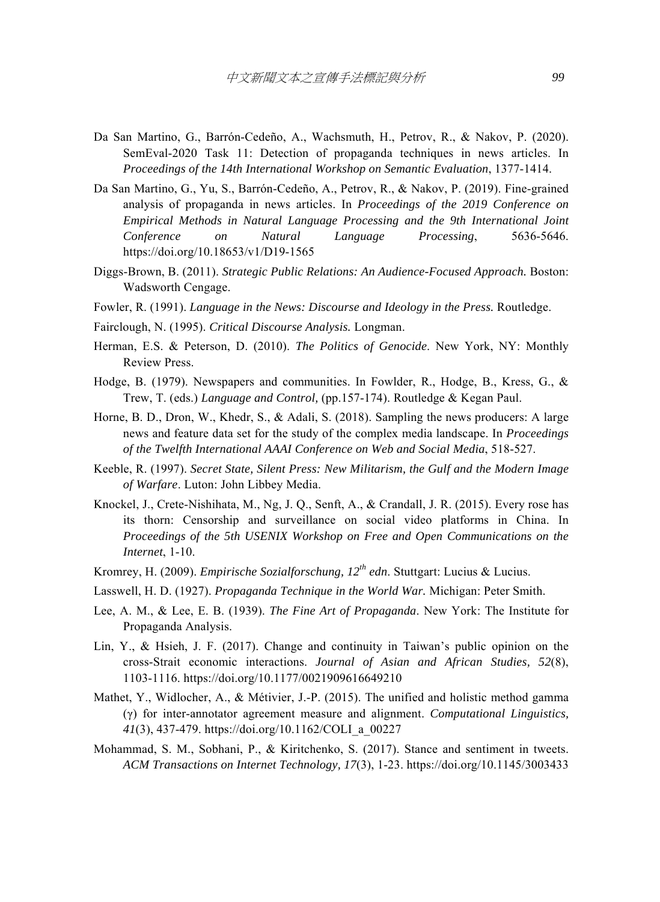Da San Martino, G., Barrón-Cedeño, A., Wachsmuth, H., Petrov, R., & Nakov, P. (2020). SemEval-2020 Task 11: Detection of propaganda techniques in news articles. In *Proceedings of the 14th International Workshop on Semantic Evaluation*, 1377-1414.

Da San Martino, G., Yu, S., Barrón-Cedeño, A., Petrov, R., & Nakov, P. (2019). Fine-grained analysis of propaganda in news articles. In *Proceedings of the 2019 Conference on Empirical Methods in Natural Language Processing and the 9th International Joint Conference on Natural Language Processing*, 5636-5646. https://doi.org/10.18653/v1/D19-1565

Diggs-Brown, B. (2011). *Strategic Public Relations: An Audience-Focused Approach.* Boston: Wadsworth Cengage.

Fowler, R. (1991). *Language in the News: Discourse and Ideology in the Press.* Routledge.

Fairclough, N. (1995). *Critical Discourse Analysis.* Longman.

Herman, E.S. & Peterson, D. (2010). *The Politics of Genocide*. New York, NY: Monthly Review Press.

Hodge, B. (1979). Newspapers and communities. In Fowlder, R., Hodge, B., Kress, G., & Trew, T. (eds.) *Language and Control,* (pp.157-174). Routledge & Kegan Paul.

Horne, B. D., Dron, W., Khedr, S., & Adali, S. (2018). Sampling the news producers: A large news and feature data set for the study of the complex media landscape. In *Proceedings of the Twelfth International AAAI Conference on Web and Social Media*, 518-527.

Keeble, R. (1997). *Secret State, Silent Press: New Militarism, the Gulf and the Modern Image of Warfare*. Luton: John Libbey Media.

Knockel, J., Crete-Nishihata, M., Ng, J. Q., Senft, A., & Crandall, J. R. (2015). Every rose has its thorn: Censorship and surveillance on social video platforms in China. In *Proceedings of the 5th USENIX Workshop on Free and Open Communications on the Internet*, 1-10.

Kromrey, H. (2009). *Empirische Sozialforschung, 12th edn*. Stuttgart: Lucius & Lucius.

Lasswell, H. D. (1927). *Propaganda Technique in the World War.* Michigan: Peter Smith.

Lee, A. M., & Lee, E. B. (1939). *The Fine Art of Propaganda*. New York: The Institute for Propaganda Analysis.

Lin, Y., & Hsieh, J. F. (2017). Change and continuity in Taiwan's public opinion on the cross-Strait economic interactions. *Journal of Asian and African Studies, 52*(8), 1103-1116. https://doi.org/10.1177/0021909616649210

Mathet, Y., Widlocher, A., & Métivier, J.-P. (2015). The unified and holistic method gamma (γ) for inter-annotator agreement measure and alignment. *Computational Linguistics, 41*(3), 437-479. https://doi.org/10.1162/COLI_a_00227

Mohammad, S. M., Sobhani, P., & Kiritchenko, S. (2017). Stance and sentiment in tweets. *ACM Transactions on Internet Technology, 17*(3), 1-23. https://doi.org/10.1145/3003433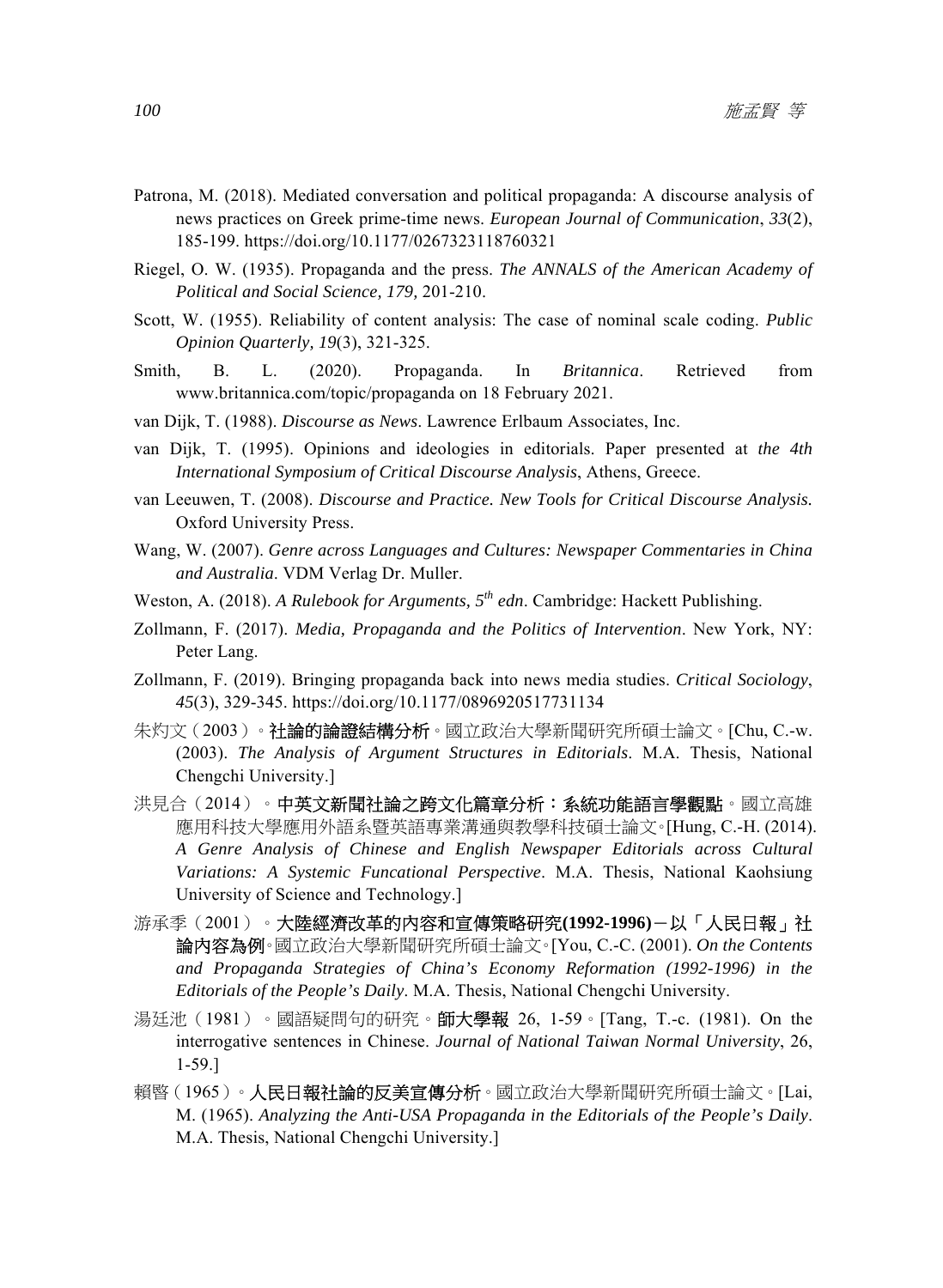Patrona, M. (2018). Mediated conversation and political propaganda: A discourse analysis of news practices on Greek prime-time news. *European Journal of Communication*, *33*(2), 185-199. https://doi.org/10.1177/0267323118760321

Riegel, O. W. (1935). Propaganda and the press. *The ANNALS of the American Academy of Political and Social Science, 179,* 201-210.

Scott, W. (1955). Reliability of content analysis: The case of nominal scale coding. *Public Opinion Quarterly, 19*(3), 321-325.

Smith, B. L. (2020). Propaganda. In *Britannica*. Retrieved from www.britannica.com/topic/propaganda on 18 February 2021.

van Dijk, T. (1988). *Discourse as News*. Lawrence Erlbaum Associates, Inc.

van Dijk, T. (1995). Opinions and ideologies in editorials. Paper presented at *the 4th International Symposium of Critical Discourse Analysis*, Athens, Greece.

van Leeuwen, T. (2008). *Discourse and Practice. New Tools for Critical Discourse Analysis.* Oxford University Press.

Wang, W. (2007). *Genre across Languages and Cultures: Newspaper Commentaries in China and Australia*. VDM Verlag Dr. Muller.

Weston, A. (2018). *A Rulebook for Arguments, 5th edn*. Cambridge: Hackett Publishing.

Zollmann, F. (2017). *Media, Propaganda and the Politics of Intervention*. New York, NY: Peter Lang.

Zollmann, F. (2019). Bringing propaganda back into news media studies. *Critical Sociology*, *45*(3), 329-345. https://doi.org/10.1177/0896920517731134

朱灼文（2003）。**社論的論證結構分析**。國立政治大學新聞研究所碩士論文。[Chu, C.-w. (2003). *The Analysis of Argument Structures in Editorials*. M.A. Thesis, National Chengchi University.]

洪見合（2014）。**中英文新聞社論之跨文化篇章分析：系統功能語言學觀點**。國立高雄應用科技大學應用外語系暨英語專業溝通與教學科技碩士論文。[Hung, C.-H. (2014). *A Genre Analysis of Chinese and English Newspaper Editorials across Cultural Variations: A Systemic Funcational Perspective*. M.A. Thesis, National Kaohsiung University of Science and Technology.]

游承季（2001）。**大陸經濟改革的內容和宣傳策略研究(1992-1996)－以「人民日報」社論內容為例**。國立政治大學新聞研究所碩士論文。[You, C.-C. (2001). *On the Contents and Propaganda Strategies of China's Economy Reformation (1992-1996) in the Editorials of the People's Daily*. M.A. Thesis, National Chengchi University.

湯廷池（1981）。國語疑問句的研究。**師大學報** 26, 1-59。[Tang, T.-c. (1981). On the interrogative sentences in Chinese. *Journal of National Taiwan Normal University*, 26, 1-59.]

賴暋（1965）。**人民日報社論的反美宣傳分析**。國立政治大學新聞研究所碩士論文。[Lai, M. (1965). *Analyzing the Anti-USA Propaganda in the Editorials of the People's Daily*. M.A. Thesis, National Chengchi University.]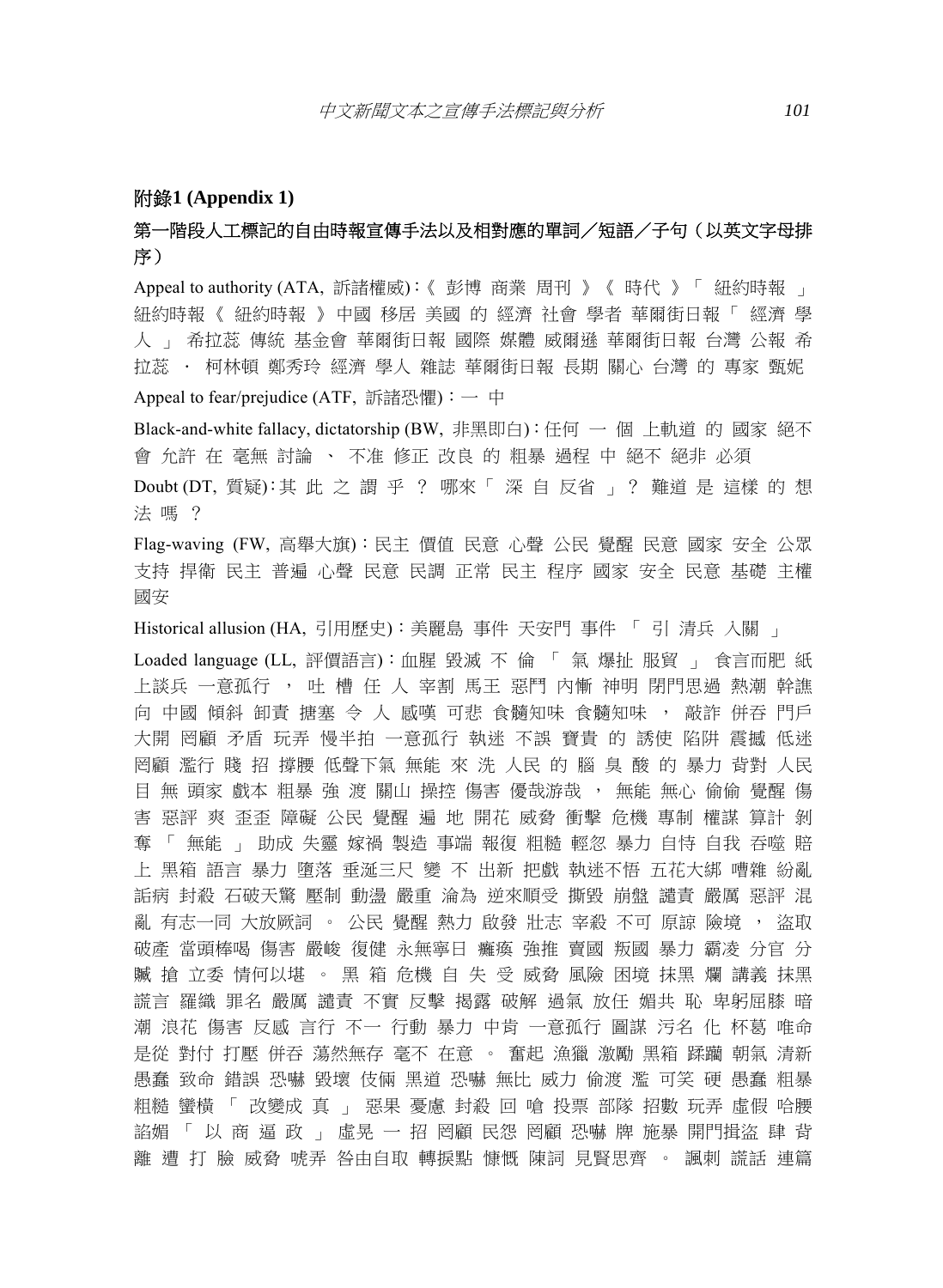## 附錄1 (Appendix 1)

### 第一階段人工標記的自由時報宣傳手法以及相對應的單詞／短語／子句（以英文字母排序）

Appeal to authority (ATA, 訴諸權威)：《 彭博 商業 周刊 》《 時代 》「 紐約時報 」紐約時報《 紐約時報 》中國 移居 美國 的 經濟 社會 學者 華爾街日報「 經濟 學人 」 希拉蕊 傳統 基金會 華爾街日報 國際 媒體 威爾遜 華爾街日報 台灣 公報 希拉蕊 ・ 柯林頓 鄭秀玲 經濟 學人 雜誌 華爾街日報 長期 關心 台灣 的 專家 甄妮

Appeal to fear/prejudice (ATF, 訴諸恐懼)：一 中

Black-and-white fallacy, dictatorship (BW, 非黑即白)：任何 一 個 上軌道 的 國家 絕不會 允許 在 毫無 討論 、 不准 修正 改良 的 粗暴 過程 中 絕不 絕非 必須

Doubt (DT, 質疑)：其 此 之 謂 乎 ？ 哪來「 深 自 反省 」？ 難道 是 這樣 的 想法 嗎 ？

Flag-waving (FW, 高舉大旗)：民主 價值 民意 心聲 公民 覺醒 民意 國家 安全 公眾支持 捍衛 民主 普遍 心聲 民意 民調 正常 民主 程序 國家 安全 民意 基礎 主權國安

Historical allusion (HA, 引用歷史)：美麗島 事件 天安門 事件 「 引 清兵 入關 」

Loaded language (LL, 評價語言)：血腥 毀滅 不 倫 「 氣 爆扯 服貿 」 食言而肥 紙上談兵 一意孤行 ， 吐 槽 任 人 宰割 馬王 惡鬥 內鬨 神明 閉門思過 熱潮 幹譙向 中國 傾斜 卸責 搪塞 令 人 感嘆 可悲 食髓知味 食髓知味 ， 敲詐 併吞 門戶大開 罔顧 矛盾 玩弄 慢半拍 一意孤行 執迷 不誤 寶貴 的 誘使 陷阱 震撼 低迷罔顧 濫行 賤 招 撐腰 低聲下氣 無能 來 洗 人民 的 腦 臭 酸 的 暴力 背對 人民目 無 頭家 戲本 粗暴 強 渡 關山 操控 傷害 優哉游哉 ， 無能 無心 偷偷 覺醒 傷害 惡評 爽 歪歪 障礙 公民 覺醒 遍 地 開花 威脅 衝擊 危機 專制 權謀 算計 剝奪 「 無能 」 助成 失靈 嫁禍 製造 事端 報復 粗糙 輕忽 暴力 自恃 自我 吞噬 賠上 黑箱 語言 暴力 墮落 垂涎三尺 變 不 出新 把戲 執迷不悟 五花大綁 嘈雜 紛亂詬病 封殺 石破天驚 壓制 動盪 嚴重 淪為 逆來順受 撕毀 崩盤 譴責 嚴厲 惡評 混亂 有志一同 大放厥詞 。 公民 覺醒 熱力 啟發 壯志 宰殺 不可 原諒 險境 ， 盜取破產 當頭棒喝 傷害 嚴峻 復健 永無寧日 癱瘓 強推 賣國 叛國 暴力 霸凌 分官 分贓 搶 立委 情何以堪 。 黑 箱 危機 自 失 受 威脅 風險 困境 抹黑 爛 講義 抹黑謊言 羅織 罪名 嚴厲 譴責 不實 反擊 揭露 破解 過氣 放任 媚共 恥 卑躬屈膝 暗潮 浪花 傷害 反感 言行 不一 行動 暴力 中肯 一意孤行 圖謀 污名 化 杯葛 唯命是從 對付 打壓 併吞 蕩然無存 毫不 在意 。 奮起 漁獵 激勵 黑箱 蹂躪 朝氣 清新愚蠢 致命 錯誤 恐嚇 毀壞 伎倆 黑道 恐嚇 無比 威力 偷渡 濫 可笑 硬 愚蠢 粗暴粗糙 蠻橫 「 改變成 真 」 惡果 憂慮 封殺 回 嗆 投票 部隊 招數 玩弄 虛假 哈腰諂媚 「 以 商 逼 政 」 虛晃 一 招 罔顧 民怨 罔顧 恐嚇 牌 施暴 開門揖盜 肆 背離 遭 打 臉 威脅 唬弄 咎由自取 轉捩點 慷慨 陳詞 見賢思齊 。 諷刺 謊話 連篇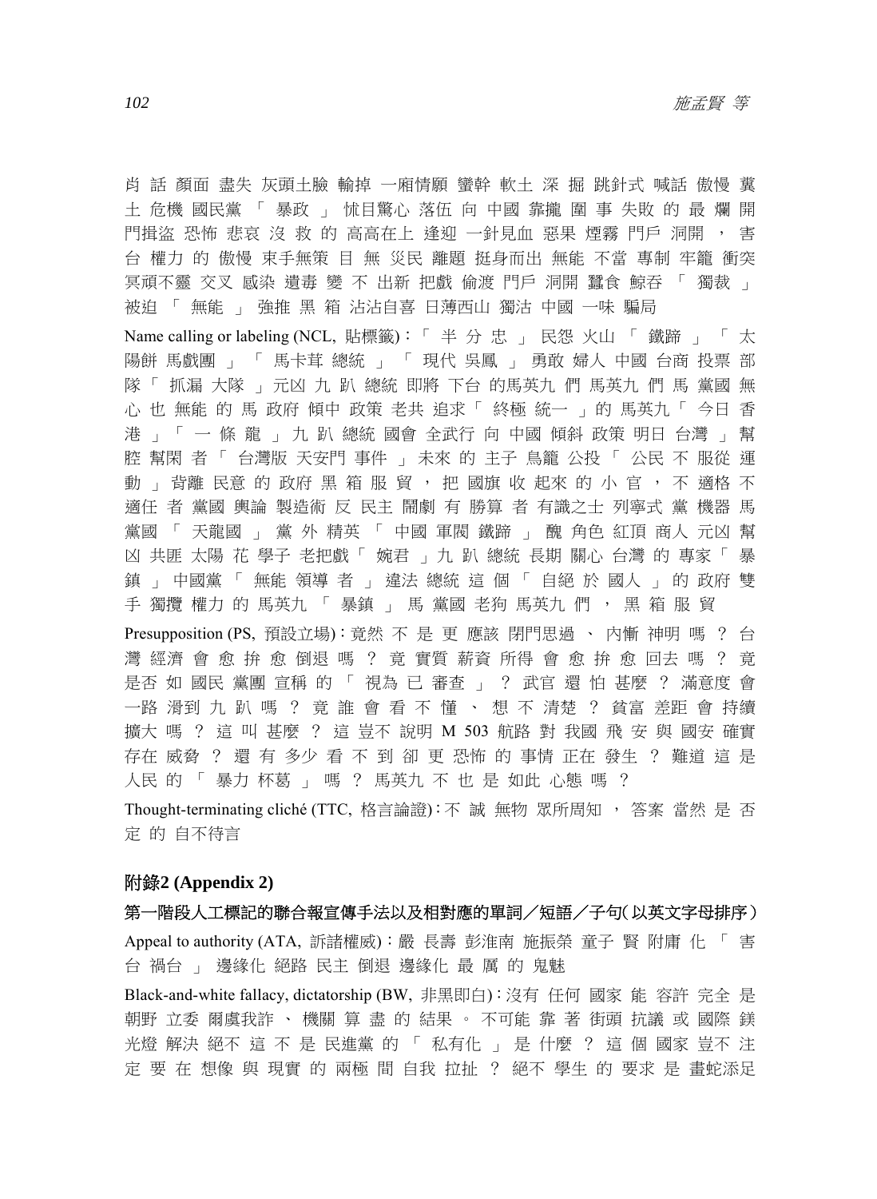肖 話 顏面 盡失 灰頭土臉 輸掉 一廂情願 蠻幹 軟土 深 掘 跳針式 喊話 傲慢 糞土 危機 國民黨 「 暴政 」 怵目驚心 落伍 向 中國 靠攏 圍 事 失敗 的 最 爛 開門揖盜 恐怖 悲哀 沒 救 的 高高在上 逢迎 一針見血 惡果 煙霧 門戶 洞開 ， 害台 權力 的 傲慢 束手無策 目 無 災民 離題 挺身而出 無能 不當 專制 牢籠 衝突 冥頑不靈 交叉 感染 遺毒 變 不 出新 把戲 偷渡 門戶 洞開 蠶食 鯨吞 「 獨裁 」 被迫 「 無能 」 強推 黑 箱 沾沾自喜 日薄西山 獨沽 中國 一味 騙局

Name calling or labeling (NCL, 貼標籤)：「 半 分 忠 」 民怨 火山 「 鐵蹄 」 「 太陽餅 馬戲團 」 「 馬卡茸 總統 」 「 現代 吳鳳 」 勇敢 婦人 中國 台商 投票 部隊「 抓漏 大隊 」元凶 九 趴 總統 即將 下台 的馬英九 們 馬英九 們 馬 黨國 無心 也 無能 的 馬 政府 傾中 政策 老共 追求「 終極 統一 」的 馬英九「 今日 香港 」「 一 條 龍 」 九 趴 總統 國會 全武行 向 中國 傾斜 政策 明日 台灣 」 幫腔 幫閑 者「 台灣版 天安門 事件 」 未來 的 主子 鳥籠 公投「 公民 不 服從 運動 」 背離 民意 的 政府 黑 箱 服 貿 ， 把 國旗 收 起來 的 小 官 ， 不 適格 不適任 者 黨國 輿論 製造術 反 民主 鬧劇 有 勝算 者 有識之士 列寧式 黨 機器 馬黨國 「 天龍國 」 黨 外 精英 「 中國 軍閥 鐵蹄 」 醜 角色 紅頂 商人 元凶 幫凶 共匪 太陽 花 學子 老把戲「 婉君 」九 趴 總統 長期 關心 台灣 的 專家「 暴鎮 」 中國黨 「 無能 領導 者 」 違法 總統 這 個 「 自絕 於 國人 」 的 政府 雙手 獨攬 權力 的 馬英九 「 暴鎮 」 馬 黨國 老狗 馬英九 們 ， 黑 箱 服 貿

Presupposition (PS, 預設立場)：竟然 不 是 更 應該 閉門思過 、 內慚 神明 嗎 ？ 台灣 經濟 會 愈 拚 愈 倒退 嗎 ？ 竟 實質 薪資 所得 會 愈 拚 愈 回去 嗎 ？ 竟是否 如 國民 黨團 宣稱 的 「 視為 已 審查 」 ？ 武官 還 怕 甚麼 ？ 滿意度 會一路 滑到 九 趴 嗎 ？ 竟 誰 會 看 不 懂 、 想 不 清楚 ？ 貧富 差距 會 持續擴大 嗎 ？ 這 叫 甚麼 ？ 這 豈不 說明 M 503 航路 對 我國 飛 安 與 國安 確實存在 威脅 ？ 還 有 多少 看 不 到 卻 更 恐怖 的 事情 正在 發生 ？ 難道 這 是人民 的 「 暴力 杯葛 」 嗎 ？ 馬英九 不 也 是 如此 心態 嗎 ？

Thought-terminating cliché (TTC, 格言論證)：不 誠 無物 眾所周知 ， 答案 當然 是 否定 的 自不待言

## 附錄2 (Appendix 2)

### 第一階段人工標記的聯合報宣傳手法以及相對應的單詞／短語／子句(以英文字母排序)

Appeal to authority (ATA, 訴諸權威)：嚴 長壽 彭淮南 施振榮 童子 賢 附庸 化 「 害台 禍台 」 邊緣化 絕路 民主 倒退 邊緣化 最 厲 的 鬼魅

Black-and-white fallacy, dictatorship (BW, 非黑即白)：沒有 任何 國家 能 容許 完全 是朝野 立委 爾虞我詐 、 機關 算 盡 的 結果 。 不可能 靠 著 街頭 抗議 或 國際 鎂光燈 解決 絕不 這 不 是 民進黨 的 「 私有化 」 是 什麼 ？ 這 個 國家 豈不 注定 要 在 想像 與 現實 的 兩極 間 自我 拉扯 ？ 絕不 學生 的 要求 是 畫蛇添足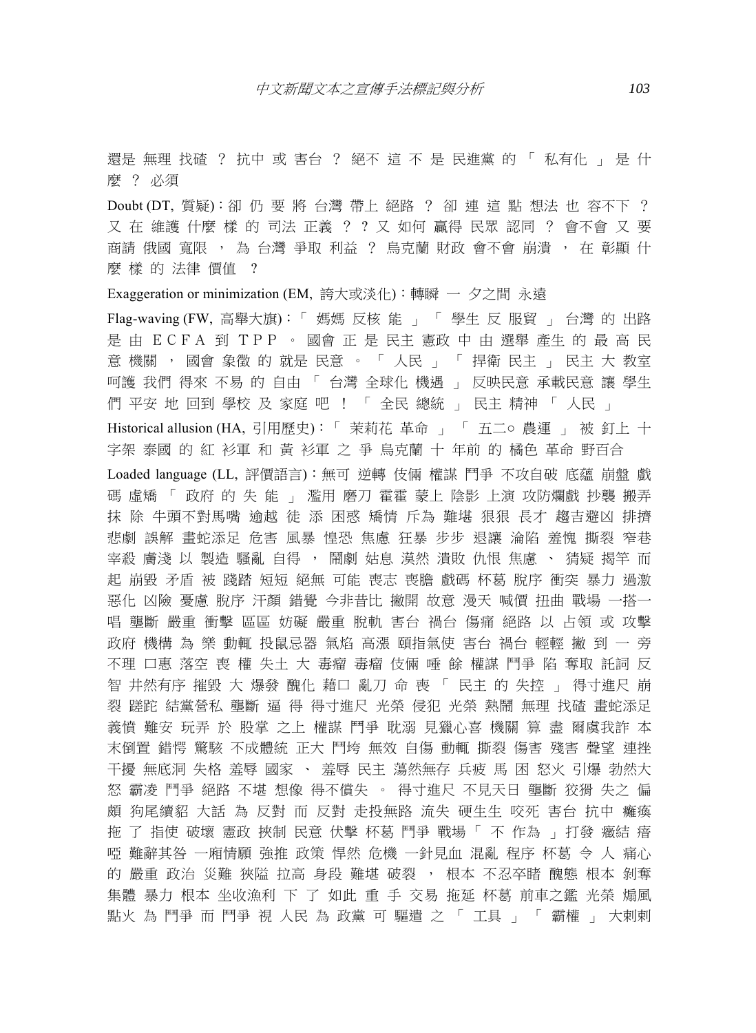還是 無理 找碴 ？ 抗中 或 害台 ？ 絕不 這 不 是 民進黨 的 「 私有化 」 是 什麼 ？ 必須

Doubt (DT, 質疑)：卻 仍 要 將 台灣 帶上 絕路 ？ 卻 連 這 點 想法 也 容不下 ？ 又 在 維護 什麼 樣 的 司法 正義 ？ ？ 又 如何 贏得 民眾 認同 ？ 會不會 又 要 商請 俄國 寬限 ， 為 台灣 爭取 利益 ？ 烏克蘭 財政 會不會 崩潰 ， 在 彰顯 什麼 樣 的 法律 價值 ？

Exaggeration or minimization (EM, 誇大或淡化)：轉瞬 一 夕之間 永遠

Flag-waving (FW, 高舉大旗)：「 媽媽 反核 能 」 「 學生 反 服貿 」 台灣 的 出路 是 由 ＥＣＦＡ 到 ＴＰＰ 。 國會 正 是 民主 憲政 中 由 選舉 產生 的 最 高 民意 機關 ， 國會 象徵 的 就是 民意 。 「 人民 」 「 捍衛 民主 」 民主 大 教室 呵護 我們 得來 不易 的 自由 「 台灣 全球化 機遇 」 反映民意 承載民意 讓 學生 們 平安 地 回到 學校 及 家庭 吧 ！ 「 全民 總統 」 民主 精神 「 人民 」

Historical allusion (HA, 引用歷史)：「 茉莉花 革命 」 「 五二○ 農運 」 被 釘上 十字架 泰國 的 紅 衫軍 和 黃 衫軍 之 爭 烏克蘭 十 年前 的 橘色 革命 野百合

Loaded language (LL, 評價語言)：無可 逆轉 伎倆 權謀 鬥爭 不攻自破 底蘊 崩盤 戲碼 虛矯 「 政府 的 失 能 」 濫用 磨刀 霍霍 蒙上 陰影 上演 攻防爛戲 抄襲 搬弄 抹 除 牛頭不對馬嘴 逾越 徒 添 困惑 矯情 斥為 難堪 狠狠 長才 趨吉避凶 排擠 悲劇 誤解 畫蛇添足 危害 風暴 惶恐 焦慮 狂暴 步步 退讓 淪陷 羞愧 撕裂 窄巷 宰殺 膚淺 以 製造 騷亂 自得 ， 鬧劇 姑息 漠然 潰敗 仇恨 焦慮 、 猜疑 揭竿 而起 崩毀 矛盾 被 踐踏 短短 絕無 可能 喪志 喪膽 戲碼 杯葛 脫序 衝突 暴力 過激 惡化 凶險 憂慮 脫序 汗顏 錯覺 今非昔比 撇開 故意 漫天 喊價 扭曲 戰場 一搭一唱 壟斷 嚴重 衝擊 區區 妨礙 嚴重 脫軌 害台 禍台 傷痛 絕路 以 占領 或 攻擊 政府 機構 為 樂 動輒 投鼠忌器 氣焰 高漲 頤指氣使 害台 禍台 輕輕 撇 到 一 旁 不理 口惠 落空 喪 權 失土 大 毒瘤 毒瘤 伎倆 唾 餘 權謀 鬥爭 陷 奪取 託詞 反智 井然有序 摧毀 大 爆發 醜化 藉口 亂刀 命 喪 「 民主 的 失控 」 得寸進尺 崩裂 蹉跎 結黨營私 壟斷 逼 得 得寸進尺 光榮 侵犯 光榮 熱鬧 無理 找碴 畫蛇添足 義憤 難安 玩弄 於 股掌 之上 權謀 鬥爭 耽溺 見獵心喜 機關 算 盡 爾虞我詐 本末倒置 錯愕 驚駭 不成體統 正大 鬥垮 無效 自傷 動輒 撕裂 傷害 殘害 聲望 連挫 干擾 無底洞 失格 羞辱 國家 、 羞辱 民主 蕩然無存 兵疲 馬 困 怒火 引爆 勃然大怒 霸凌 鬥爭 絕路 不堪 想像 得不償失 。 得寸進尺 不見天日 壟斷 狡猾 失之 偏頗 狗尾續貂 大話 為 反對 而 反對 走投無路 流失 硬生生 咬死 害台 抗中 癱瘓 拖 了 指使 破壞 憲政 挾制 民意 伏擊 杯葛 鬥爭 戰場「 不 作為 」打發 癥結 瘖啞 難辭其咎 一廂情願 強推 政策 悍然 危機 一針見血 混亂 程序 杯葛 令 人 痛心 的 嚴重 政治 災難 狹隘 拉高 身段 難堪 破裂 ， 根本 不忍卒睹 醜態 根本 剝奪 集體 暴力 根本 坐收漁利 下 了 如此 重 手 交易 拖延 杯葛 前車之鑑 光榮 煽風 點火 為 鬥爭 而 鬥爭 視 人民 為 政黨 可 驅遣 之 「 工具 」 「 霸權 」 大剌剌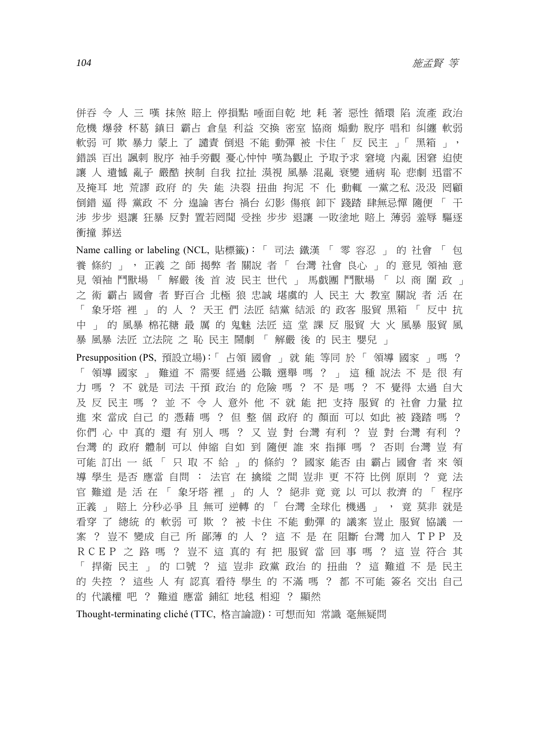併吞 令 人 三 嘆 抹煞 賠上 停損點 唾面自乾 地 耗 著 惡性 循環 陷 流產 政治 危機 爆發 杯葛 鎮日 霸占 倉皇 利益 交換 密室 協商 煽動 脫序 唱和 糾纏 軟弱 軟弱 可 欺 暴力 蒙上 了 譴責 倒退 不能 動彈 被 卡住「 反 民主 」「 黑箱 」， 錯誤 百出 諷刺 脫序 袖手旁觀 憂心忡忡 嘆為觀止 予取予求 窘境 內亂 困窘 迫使 讓 人 遺憾 亂子 嚴酷 挾制 自我 拉扯 漠視 風暴 混亂 衰變 通病 恥 悲劇 迅雷不及掩耳 地 荒謬 政府 的 失 能 決裂 扭曲 拘泥 不 化 動輒 一黨之私 汲汲 罔顧 倒錯 逼 得 黨政 不 分 遑論 害台 禍台 幻影 傷痕 卸下 踐踏 肆無忌憚 隨便 「 干涉 步步 退讓 狂暴 反對 置若罔聞 受挫 步步 退讓 一敗塗地 賠上 薄弱 羞辱 驅逐 衝撞 葬送

Name calling or labeling (NCL, 貼標籤)：「 司法 鐵漢 「 零 容忍 」 的 社會 「 包 養 條約 」 ， 正義 之 師 揭弊 者 關說 者「 台灣 社會 良心 」的 意見 領袖 意見 領袖 鬥獸場 「 解嚴 後 首 波 民主 世代 」 馬戲團 鬥獸場 「 以 商 圍 政 」 之 術 霸占 國會 者 野百合 北極 狼 忠誠 堪虞的 人 民主 大 教室 關說 者 活 在 「 象牙塔 裡 」 的 人 ？ 天王 們 法匠 結黨 結派 的 政客 服貿 黑箱 「 反中 抗中 」 的 風暴 棉花糖 最 厲 的 鬼魅 法匠 這 堂 課 反 服貿 大 火 風暴 服貿 風暴 風暴 法匠 立法院 之 恥 民主 鬧劇 「 解嚴 後 的 民主 嬰兒 」

Presupposition (PS, 預設立場)：「 占領 國會 」就 能 等同 於「 領導 國家 」嗎 ？ 「 領導 國家 」 難道 不 需要 經過 公職 選舉 嗎 ？ 」 這 種 說法 不 是 很 有 力 嗎 ？ 不 就是 司法 干預 政治 的 危險 嗎 ？ 不 是 嗎 ？ 不 覺得 太過 自大 及 反 民主 嗎 ？ 並 不 令 人 意外 他 不 就 能 把 支持 服貿 的 社會 力量 拉 進 來 當成 自己 的 憑藉 嗎 ？ 但 整 個 政府 的 顏面 可以 如此 被 踐踏 嗎 ？ 你們 心 中 真的 還 有 別人 嗎 ？ 又 豈 對 台灣 有利 ？ 豈 對 台灣 有利 ？ 台灣 的 政府 體制 可以 伸縮 自如 到 隨便 誰 來 指揮 嗎 ？ 否則 台灣 豈 有 可能 訂出 一 紙 「 只 取 不 給 」 的 條約 ？ 國家 能否 由 霸占 國會 者 來 領導 學生 是否 應當 自問 ： 法官 在 擒縱 之間 豈非 更 不符 比例 原則 ？ 竟 法官 難道 是 活 在 「 象牙塔 裡 」 的 人 ？ 絕非 竟 竟 以 可以 救濟 的 「 程序 正義 」 賠上 分秒必爭 且 無可 逆轉 的 「 台灣 全球化 機遇 」 ， 竟 莫非 就是 看穿 了 總統 的 軟弱 可 欺 ？ 被 卡住 不能 動彈 的 議案 豈止 服貿 協議 一 案 ？ 豈不 變成 自己 所 鄙薄 的 人 ？ 這 不 是 在 阻斷 台灣 加入 ＴＰＰ 及 ＲＣＥＰ 之 路 嗎 ？ 豈不 這 真的 有 把 服貿 當 回 事 嗎 ？ 這 豈 符合 其 「 捍衛 民主 」 的 口號 ？ 這 豈非 政黨 政治 的 扭曲 ？ 這 難道 不 是 民主 的 失控 ？ 這些 人 有 認真 看待 學生 的 不滿 嗎 ？ 都 不可能 簽名 交出 自己 的 代議權 吧 ？ 難道 應當 鋪紅 地毯 相迎 ？ 顯然

Thought-terminating cliché (TTC, 格言論證)：可想而知 常識 毫無疑問